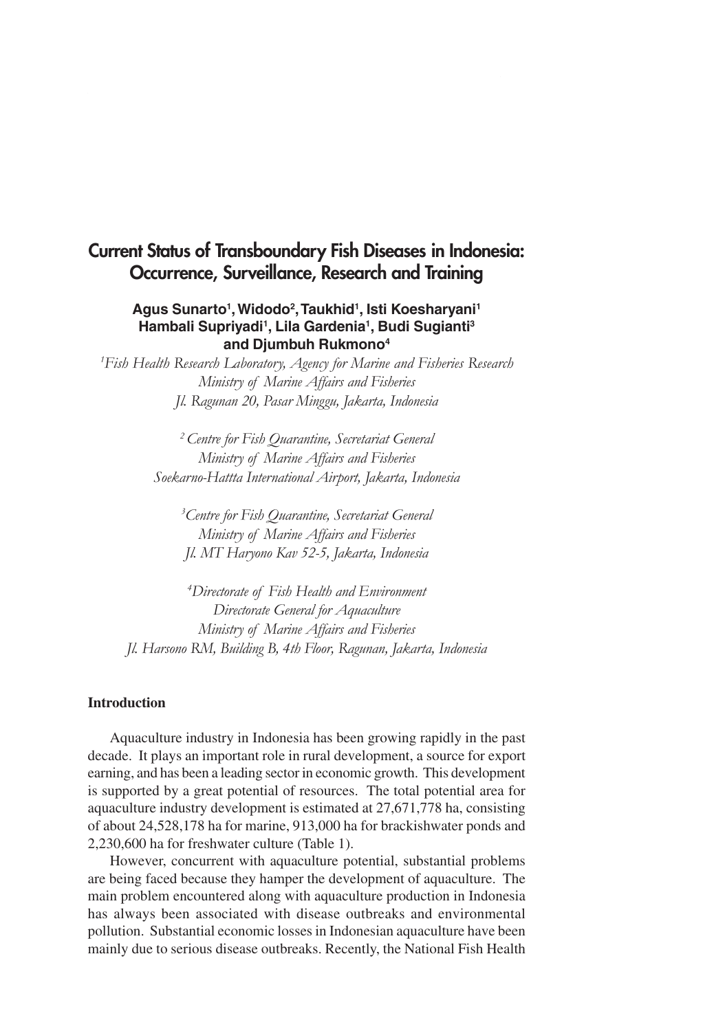# Current Status of Transboundary Fish Diseases in Indonesia: Occurrence, Surveillance, Research and Training

**Agus Sunarto[1], Widodo[2], Taukhid[1], Isti Koesharyani[1] Hambali Supriyadi[1], Lila Gardenia[1], Budi Sugianti[3] and Djumbuh Rukmono[4]**

[1]*Fish Health Research Laboratory, Agency for Marine and Fisheries Research*
*Ministry of Marine Affairs and Fisheries*
*Jl. Ragunan 20, Pasar Minggu, Jakarta, Indonesia*

[2] *Centre for Fish Quarantine, Secretariat General*
*Ministry of Marine Affairs and Fisheries*
*Soekarno-Hattta International Airport, Jakarta, Indonesia*

[3]*Centre for Fish Quarantine, Secretariat General*
*Ministry of Marine Affairs and Fisheries*
*Jl. MT Haryono Kav 52-5, Jakarta, Indonesia*

[4]*Directorate of Fish Health and Environment*
*Directorate General for Aquaculture*
*Ministry of Marine Affairs and Fisheries*
*Jl. Harsono RM, Building B, 4th Floor, Ragunan, Jakarta, Indonesia*

## Introduction

Aquaculture industry in Indonesia has been growing rapidly in the past decade. It plays an important role in rural development, a source for export earning, and has been a leading sector in economic growth. This development is supported by a great potential of resources. The total potential area for aquaculture industry development is estimated at 27,671,778 ha, consisting of about 24,528,178 ha for marine, 913,000 ha for brackishwater ponds and 2,230,600 ha for freshwater culture (Table 1).

However, concurrent with aquaculture potential, substantial problems are being faced because they hamper the development of aquaculture. The main problem encountered along with aquaculture production in Indonesia has always been associated with disease outbreaks and environmental pollution. Substantial economic losses in Indonesian aquaculture have been mainly due to serious disease outbreaks. Recently, the National Fish Health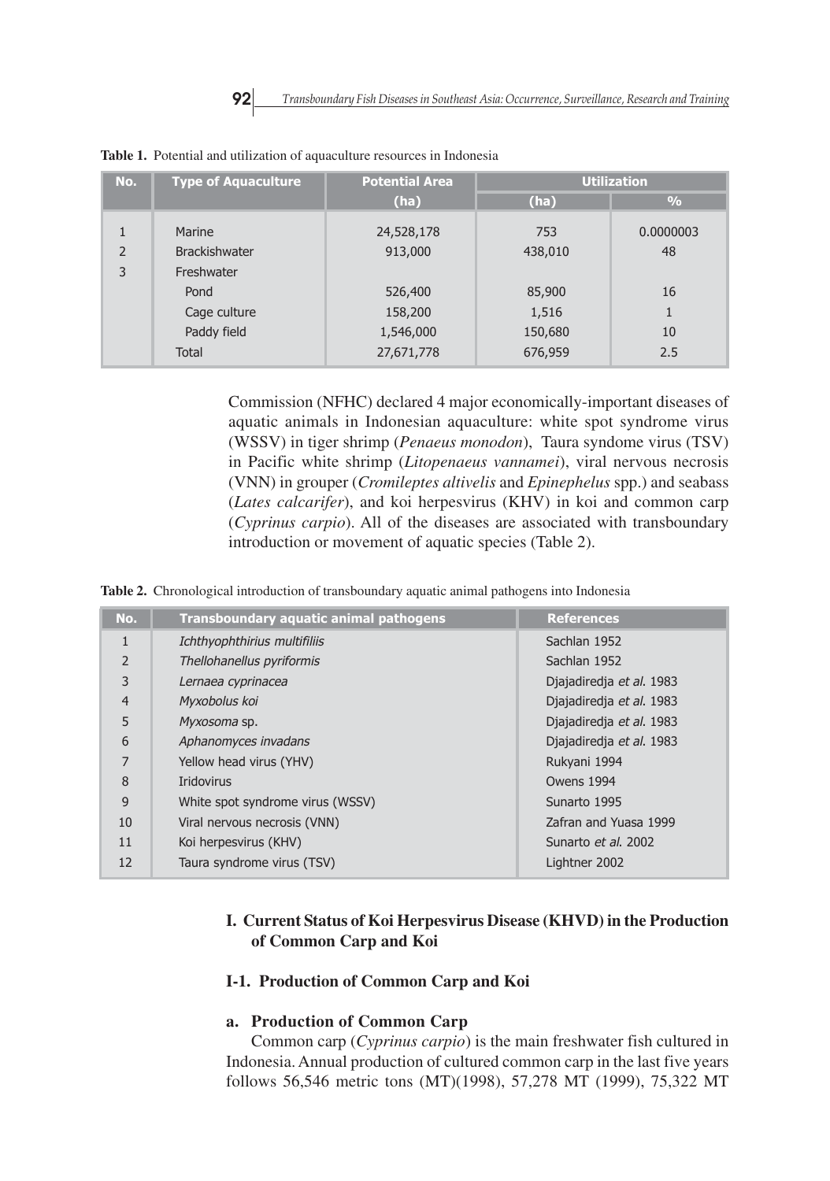**Table 1.** Potential and utilization of aquaculture resources in Indonesia

| No. | Type of Aquaculture | Potential Area (ha) | Utilization | |
|---|---|---|---|---|
| | | | (ha) | % |
| 1 | Marine | 24,528,178 | 753 | 0.0000003 |
| 2 | Brackishwater | 913,000 | 438,010 | 48 |
| 3 | Freshwater | | | |
| | Pond | 526,400 | 85,900 | 16 |
| | Cage culture | 158,200 | 1,516 | 1 |
| | Paddy field | 1,546,000 | 150,680 | 10 |
| | Total | 27,671,778 | 676,959 | 2.5 |

Commission (NFHC) declared 4 major economically-important diseases of aquatic animals in Indonesian aquaculture: white spot syndrome virus (WSSV) in tiger shrimp (*Penaeus monodon*), Taura syndome virus (TSV) in Pacific white shrimp (*Litopenaeus vannamei*), viral nervous necrosis (VNN) in grouper (*Cromileptes altivelis* and *Epinephelus* spp.) and seabass (*Lates calcarifer*), and koi herpesvirus (KHV) in koi and common carp (*Cyprinus carpio*). All of the diseases are associated with transboundary introduction or movement of aquatic species (Table 2).

**Table 2.** Chronological introduction of transboundary aquatic animal pathogens into Indonesia

| No. | Transboundary aquatic animal pathogens | References |
|---|---|---|
| 1 | *Ichthyophthirius multifiliis* | Sachlan 1952 |
| 2 | *Thellohanellus pyriformis* | Sachlan 1952 |
| 3 | *Lernaea cyprinacea* | Djajadiredja *et al.* 1983 |
| 4 | *Myxobolus koi* | Djajadiredja *et al.* 1983 |
| 5 | *Myxosoma* sp. | Djajadiredja *et al.* 1983 |
| 6 | *Aphanomyces invadans* | Djajadiredja *et al.* 1983 |
| 7 | Yellow head virus (YHV) | Rukyani 1994 |
| 8 | Iridovirus | Owens 1994 |
| 9 | White spot syndrome virus (WSSV) | Sunarto 1995 |
| 10 | Viral nervous necrosis (VNN) | Zafran and Yuasa 1999 |
| 11 | Koi herpesvirus (KHV) | Sunarto *et al.* 2002 |
| 12 | Taura syndrome virus (TSV) | Lightner 2002 |

## I. Current Status of Koi Herpesvirus Disease (KHVD) in the Production of Common Carp and Koi

### I-1. Production of Common Carp and Koi

#### a. Production of Common Carp

Common carp (*Cyprinus carpio*) is the main freshwater fish cultured in Indonesia. Annual production of cultured common carp in the last five years follows 56,546 metric tons (MT)(1998), 57,278 MT (1999), 75,322 MT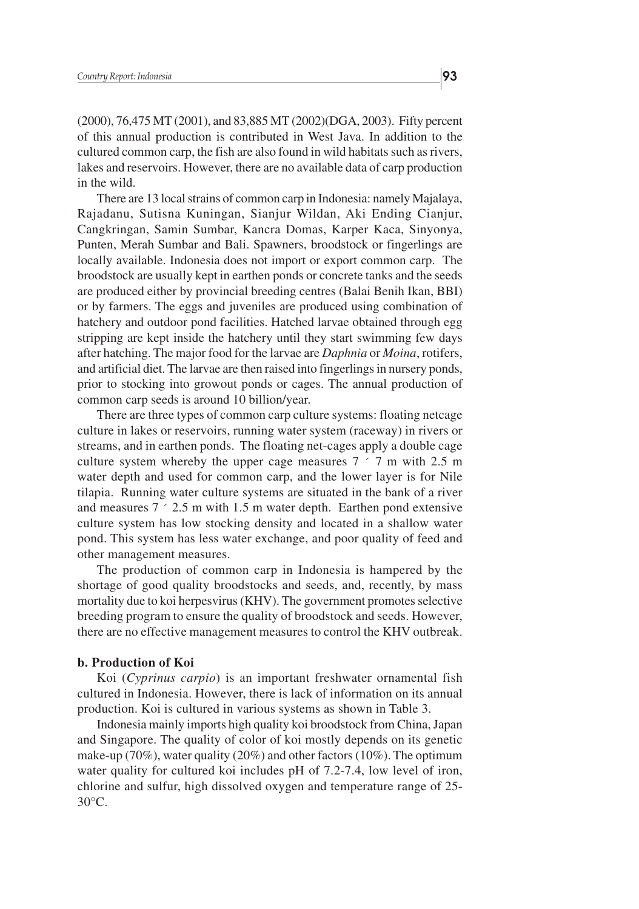(2000), 76,475 MT (2001), and 83,885 MT (2002)(DGA, 2003). Fifty percent of this annual production is contributed in West Java. In addition to the cultured common carp, the fish are also found in wild habitats such as rivers, lakes and reservoirs. However, there are no available data of carp production in the wild.

There are 13 local strains of common carp in Indonesia: namely Majalaya, Rajadanu, Sutisna Kuningan, Sianjur Wildan, Aki Ending Cianjur, Cangkringan, Samin Sumbar, Kancra Domas, Karper Kaca, Sinyonya, Punten, Merah Sumbar and Bali. Spawners, broodstock or fingerlings are locally available. Indonesia does not import or export common carp. The broodstock are usually kept in earthen ponds or concrete tanks and the seeds are produced either by provincial breeding centres (Balai Benih Ikan, BBI) or by farmers. The eggs and juveniles are produced using combination of hatchery and outdoor pond facilities. Hatched larvae obtained through egg stripping are kept inside the hatchery until they start swimming few days after hatching. The major food for the larvae are *Daphnia* or *Moina*, rotifers, and artificial diet. The larvae are then raised into fingerlings in nursery ponds, prior to stocking into growout ponds or cages. The annual production of common carp seeds is around 10 billion/year.

There are three types of common carp culture systems: floating netcage culture in lakes or reservoirs, running water system (raceway) in rivers or streams, and in earthen ponds. The floating net-cages apply a double cage culture system whereby the upper cage measures 7 × 7 m with 2.5 m water depth and used for common carp, and the lower layer is for Nile tilapia. Running water culture systems are situated in the bank of a river and measures 7 × 2.5 m with 1.5 m water depth. Earthen pond extensive culture system has low stocking density and located in a shallow water pond. This system has less water exchange, and poor quality of feed and other management measures.

The production of common carp in Indonesia is hampered by the shortage of good quality broodstocks and seeds, and, recently, by mass mortality due to koi herpesvirus (KHV). The government promotes selective breeding program to ensure the quality of broodstock and seeds. However, there are no effective management measures to control the KHV outbreak.

**b. Production of Koi**

Koi (*Cyprinus carpio*) is an important freshwater ornamental fish cultured in Indonesia. However, there is lack of information on its annual production. Koi is cultured in various systems as shown in Table 3.

Indonesia mainly imports high quality koi broodstock from China, Japan and Singapore. The quality of color of koi mostly depends on its genetic make-up (70%), water quality (20%) and other factors (10%). The optimum water quality for cultured koi includes pH of 7.2-7.4, low level of iron, chlorine and sulfur, high dissolved oxygen and temperature range of 25-30°C.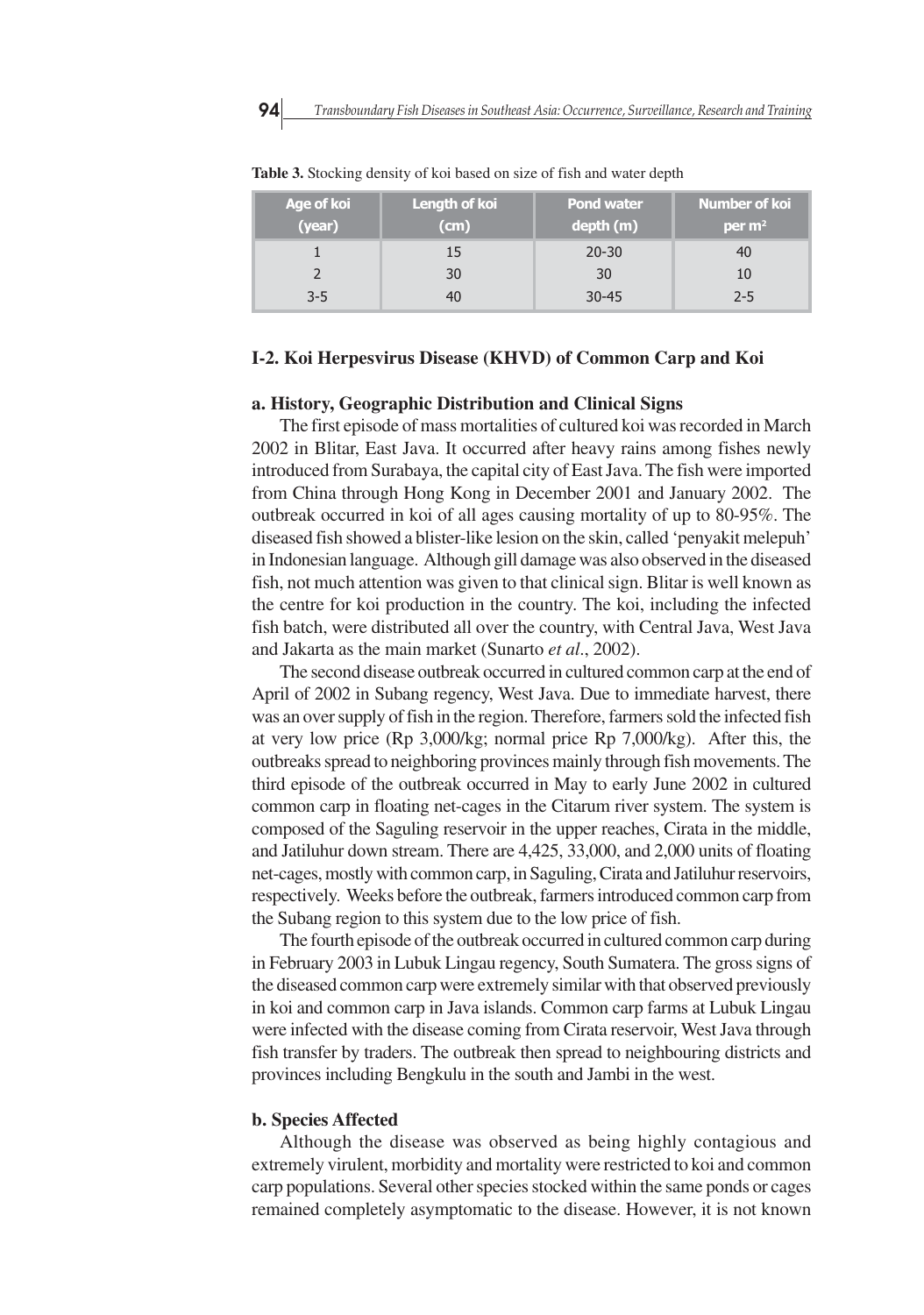**Table 3.** Stocking density of koi based on size of fish and water depth

| Age of koi (year) | Length of koi (cm) | Pond water depth (m) | Number of koi per m² |
|---|---|---|---|
| 1 | 15 | 20-30 | 40 |
| 2 | 30 | 30 | 10 |
| 3-5 | 40 | 30-45 | 2-5 |

### I-2. Koi Herpesvirus Disease (KHVD) of Common Carp and Koi

#### a. History, Geographic Distribution and Clinical Signs

The first episode of mass mortalities of cultured koi was recorded in March 2002 in Blitar, East Java. It occurred after heavy rains among fishes newly introduced from Surabaya, the capital city of East Java. The fish were imported from China through Hong Kong in December 2001 and January 2002. The outbreak occurred in koi of all ages causing mortality of up to 80-95%. The diseased fish showed a blister-like lesion on the skin, called 'penyakit melepuh' in Indonesian language. Although gill damage was also observed in the diseased fish, not much attention was given to that clinical sign. Blitar is well known as the centre for koi production in the country. The koi, including the infected fish batch, were distributed all over the country, with Central Java, West Java and Jakarta as the main market (Sunarto *et al*., 2002).

The second disease outbreak occurred in cultured common carp at the end of April of 2002 in Subang regency, West Java. Due to immediate harvest, there was an over supply of fish in the region. Therefore, farmers sold the infected fish at very low price (Rp 3,000/kg; normal price Rp 7,000/kg). After this, the outbreaks spread to neighboring provinces mainly through fish movements. The third episode of the outbreak occurred in May to early June 2002 in cultured common carp in floating net-cages in the Citarum river system. The system is composed of the Saguling reservoir in the upper reaches, Cirata in the middle, and Jatiluhur down stream. There are 4,425, 33,000, and 2,000 units of floating net-cages, mostly with common carp, in Saguling, Cirata and Jatiluhur reservoirs, respectively. Weeks before the outbreak, farmers introduced common carp from the Subang region to this system due to the low price of fish.

The fourth episode of the outbreak occurred in cultured common carp during in February 2003 in Lubuk Lingau regency, South Sumatera. The gross signs of the diseased common carp were extremely similar with that observed previously in koi and common carp in Java islands. Common carp farms at Lubuk Lingau were infected with the disease coming from Cirata reservoir, West Java through fish transfer by traders. The outbreak then spread to neighbouring districts and provinces including Bengkulu in the south and Jambi in the west.

#### b. Species Affected

Although the disease was observed as being highly contagious and extremely virulent, morbidity and mortality were restricted to koi and common carp populations. Several other species stocked within the same ponds or cages remained completely asymptomatic to the disease. However, it is not known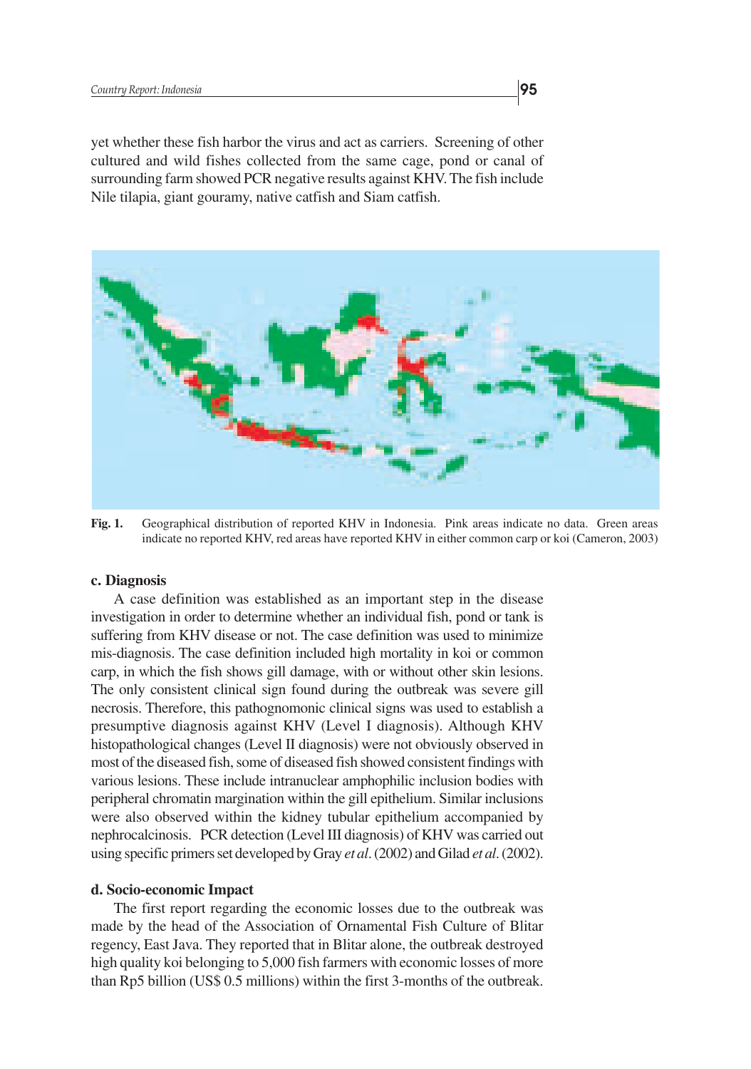yet whether these fish harbor the virus and act as carriers. Screening of other cultured and wild fishes collected from the same cage, pond or canal of surrounding farm showed PCR negative results against KHV. The fish include Nile tilapia, giant gouramy, native catfish and Siam catfish.

**Fig. 1.** Geographical distribution of reported KHV in Indonesia. Pink areas indicate no data. Green areas indicate no reported KHV, red areas have reported KHV in either common carp or koi (Cameron, 2003)

### c. Diagnosis

A case definition was established as an important step in the disease investigation in order to determine whether an individual fish, pond or tank is suffering from KHV disease or not. The case definition was used to minimize mis-diagnosis. The case definition included high mortality in koi or common carp, in which the fish shows gill damage, with or without other skin lesions. The only consistent clinical sign found during the outbreak was severe gill necrosis. Therefore, this pathognomonic clinical signs was used to establish a presumptive diagnosis against KHV (Level I diagnosis). Although KHV histopathological changes (Level II diagnosis) were not obviously observed in most of the diseased fish, some of diseased fish showed consistent findings with various lesions. These include intranuclear amphophilic inclusion bodies with peripheral chromatin margination within the gill epithelium. Similar inclusions were also observed within the kidney tubular epithelium accompanied by nephrocalcinosis. PCR detection (Level III diagnosis) of KHV was carried out using specific primers set developed by Gray *et al*. (2002) and Gilad *et al*. (2002).

### d. Socio-economic Impact

The first report regarding the economic losses due to the outbreak was made by the head of the Association of Ornamental Fish Culture of Blitar regency, East Java. They reported that in Blitar alone, the outbreak destroyed high quality koi belonging to 5,000 fish farmers with economic losses of more than Rp5 billion (US$ 0.5 millions) within the first 3-months of the outbreak.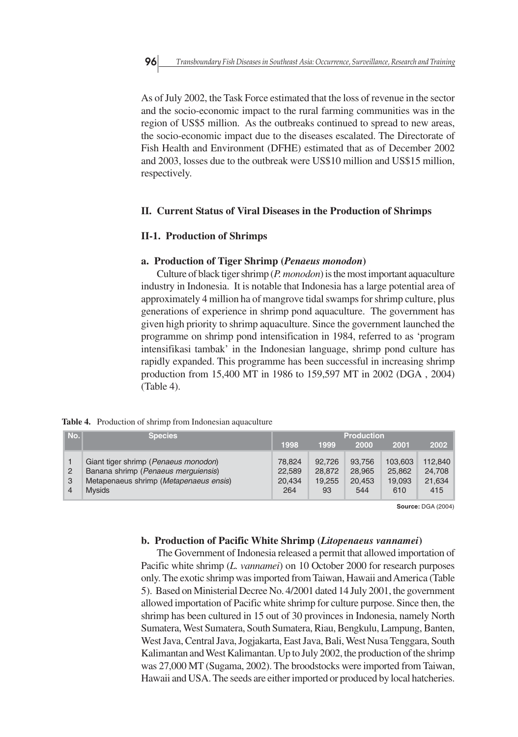As of July 2002, the Task Force estimated that the loss of revenue in the sector and the socio-economic impact to the rural farming communities was in the region of US$5 million. As the outbreaks continued to spread to new areas, the socio-economic impact due to the diseases escalated. The Directorate of Fish Health and Environment (DFHE) estimated that as of December 2002 and 2003, losses due to the outbreak were US$10 million and US$15 million, respectively.

## II. Current Status of Viral Diseases in the Production of Shrimps

### II-1. Production of Shrimps

#### a. Production of Tiger Shrimp (*Penaeus monodon*)

Culture of black tiger shrimp (*P. monodon*) is the most important aquaculture industry in Indonesia. It is notable that Indonesia has a large potential area of approximately 4 million ha of mangrove tidal swamps for shrimp culture, plus generations of experience in shrimp pond aquaculture. The government has given high priority to shrimp aquaculture. Since the government launched the programme on shrimp pond intensification in 1984, referred to as 'program intensifikasi tambak' in the Indonesian language, shrimp pond culture has rapidly expanded. This programme has been successful in increasing shrimp production from 15,400 MT in 1986 to 159,597 MT in 2002 (DGA , 2004) (Table 4).

**Table 4.** Production of shrimp from Indonesian aquaculture

| No. | Species | Production | | | | |
|---|---|---|---|---|---|---|
| | | 1998 | 1999 | 2000 | 2001 | 2002 |
| 1 | Giant tiger shrimp (*Penaeus monodon*) | 78,824 | 92,726 | 93,756 | 103,603 | 112,840 |
| 2 | Banana shrimp (*Penaeus merguiensis*) | 22,589 | 28,872 | 28,965 | 25,862 | 24,708 |
| 3 | Metapenaeus shrimp (*Metapenaeus ensis*) | 20,434 | 19,255 | 20,453 | 19,093 | 21,634 |
| 4 | Mysids | 264 | 93 | 544 | 610 | 415 |

**Source:** DGA (2004)

#### b. Production of Pacific White Shrimp (*Litopenaeus vannamei*)

The Government of Indonesia released a permit that allowed importation of Pacific white shrimp (*L. vannamei*) on 10 October 2000 for research purposes only. The exotic shrimp was imported from Taiwan, Hawaii and America (Table 5). Based on Ministerial Decree No. 4/2001 dated 14 July 2001, the government allowed importation of Pacific white shrimp for culture purpose. Since then, the shrimp has been cultured in 15 out of 30 provinces in Indonesia, namely North Sumatera, West Sumatera, South Sumatera, Riau, Bengkulu, Lampung, Banten, West Java, Central Java, Jogjakarta, East Java, Bali, West Nusa Tenggara, South Kalimantan and West Kalimantan. Up to July 2002, the production of the shrimp was 27,000 MT (Sugama, 2002). The broodstocks were imported from Taiwan, Hawaii and USA. The seeds are either imported or produced by local hatcheries.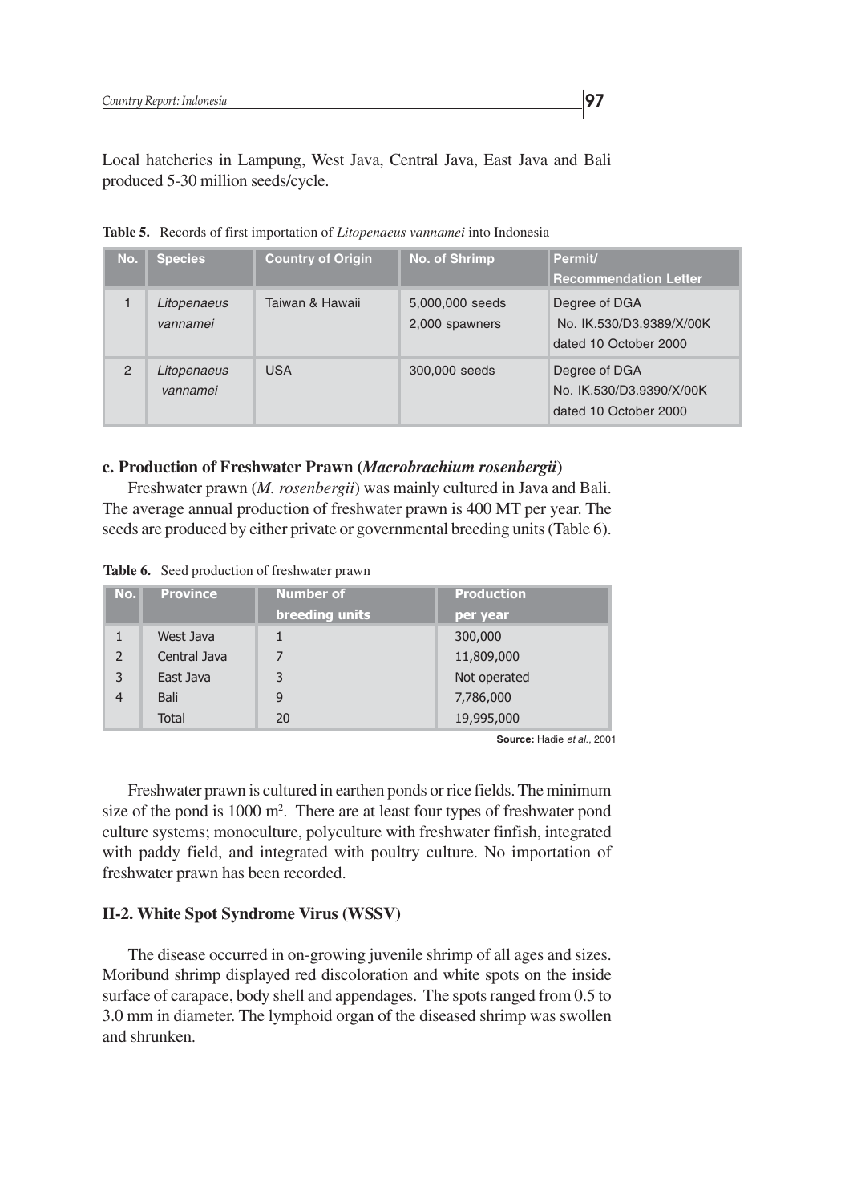Local hatcheries in Lampung, West Java, Central Java, East Java and Bali produced 5-30 million seeds/cycle.

**Table 5.** Records of first importation of *Litopenaeus vannamei* into Indonesia

| No. | Species | Country of Origin | No. of Shrimp | Permit/ Recommendation Letter |
|---|---|---|---|---|
| 1 | *Litopenaeus vannamei* | Taiwan & Hawaii | 5,000,000 seeds 2,000 spawners | Degree of DGA No. IK.530/D3.9389/X/00K dated 10 October 2000 |
| 2 | *Litopenaeus vannamei* | USA | 300,000 seeds | Degree of DGA No. IK.530/D3.9390/X/00K dated 10 October 2000 |

### c. Production of Freshwater Prawn (*Macrobrachium rosenbergii*)

Freshwater prawn (*M. rosenbergii*) was mainly cultured in Java and Bali. The average annual production of freshwater prawn is 400 MT per year. The seeds are produced by either private or governmental breeding units (Table 6).

**Table 6.** Seed production of freshwater prawn

| No. | Province | Number of breeding units | Production per year |
|---|---|---|---|
| 1 | West Java | 1 | 300,000 |
| 2 | Central Java | 7 | 11,809,000 |
| 3 | East Java | 3 | Not operated |
| 4 | Bali | 9 | 7,786,000 |
| | Total | 20 | 19,995,000 |

**Source:** Hadie *et al.*, 2001

Freshwater prawn is cultured in earthen ponds or rice fields. The minimum size of the pond is 1000 $m^2$. There are at least four types of freshwater pond culture systems; monoculture, polyculture with freshwater finfish, integrated with paddy field, and integrated with poultry culture. No importation of freshwater prawn has been recorded.

## II-2. White Spot Syndrome Virus (WSSV)

The disease occurred in on-growing juvenile shrimp of all ages and sizes. Moribund shrimp displayed red discoloration and white spots on the inside surface of carapace, body shell and appendages. The spots ranged from 0.5 to 3.0 mm in diameter. The lymphoid organ of the diseased shrimp was swollen and shrunken.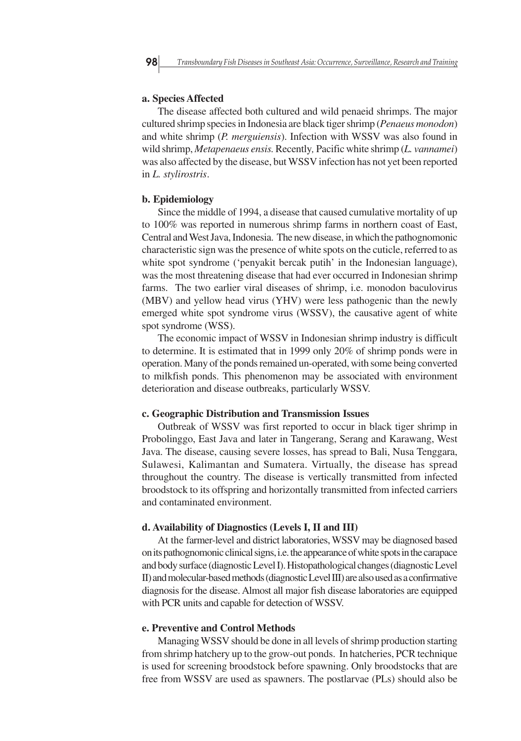#### a. Species Affected

The disease affected both cultured and wild penaeid shrimps. The major cultured shrimp species in Indonesia are black tiger shrimp (*Penaeus monodon*) and white shrimp (*P. merguiensis*). Infection with WSSV was also found in wild shrimp, *Metapenaeus ensis.* Recently, Pacific white shrimp (*L. vannamei*) was also affected by the disease, but WSSV infection has not yet been reported in *L. stylirostris*.

#### b. Epidemiology

Since the middle of 1994, a disease that caused cumulative mortality of up to 100% was reported in numerous shrimp farms in northern coast of East, Central and West Java, Indonesia. The new disease, in which the pathognomonic characteristic sign was the presence of white spots on the cuticle, referred to as white spot syndrome ('penyakit bercak putih' in the Indonesian language), was the most threatening disease that had ever occurred in Indonesian shrimp farms. The two earlier viral diseases of shrimp, i.e. monodon baculovirus (MBV) and yellow head virus (YHV) were less pathogenic than the newly emerged white spot syndrome virus (WSSV), the causative agent of white spot syndrome (WSS).

The economic impact of WSSV in Indonesian shrimp industry is difficult to determine. It is estimated that in 1999 only 20% of shrimp ponds were in operation. Many of the ponds remained un-operated, with some being converted to milkfish ponds. This phenomenon may be associated with environment deterioration and disease outbreaks, particularly WSSV.

#### c. Geographic Distribution and Transmission Issues

Outbreak of WSSV was first reported to occur in black tiger shrimp in Probolinggo, East Java and later in Tangerang, Serang and Karawang, West Java. The disease, causing severe losses, has spread to Bali, Nusa Tenggara, Sulawesi, Kalimantan and Sumatera. Virtually, the disease has spread throughout the country. The disease is vertically transmitted from infected broodstock to its offspring and horizontally transmitted from infected carriers and contaminated environment.

#### d. Availability of Diagnostics (Levels I, II and III)

At the farmer-level and district laboratories, WSSV may be diagnosed based on its pathognomonic clinical signs, i.e. the appearance of white spots in the carapace and body surface (diagnostic Level I). Histopathological changes (diagnostic Level II) and molecular-based methods (diagnostic Level III) are also used as a confirmative diagnosis for the disease. Almost all major fish disease laboratories are equipped with PCR units and capable for detection of WSSV.

#### e. Preventive and Control Methods

Managing WSSV should be done in all levels of shrimp production starting from shrimp hatchery up to the grow-out ponds. In hatcheries, PCR technique is used for screening broodstock before spawning. Only broodstocks that are free from WSSV are used as spawners. The postlarvae (PLs) should also be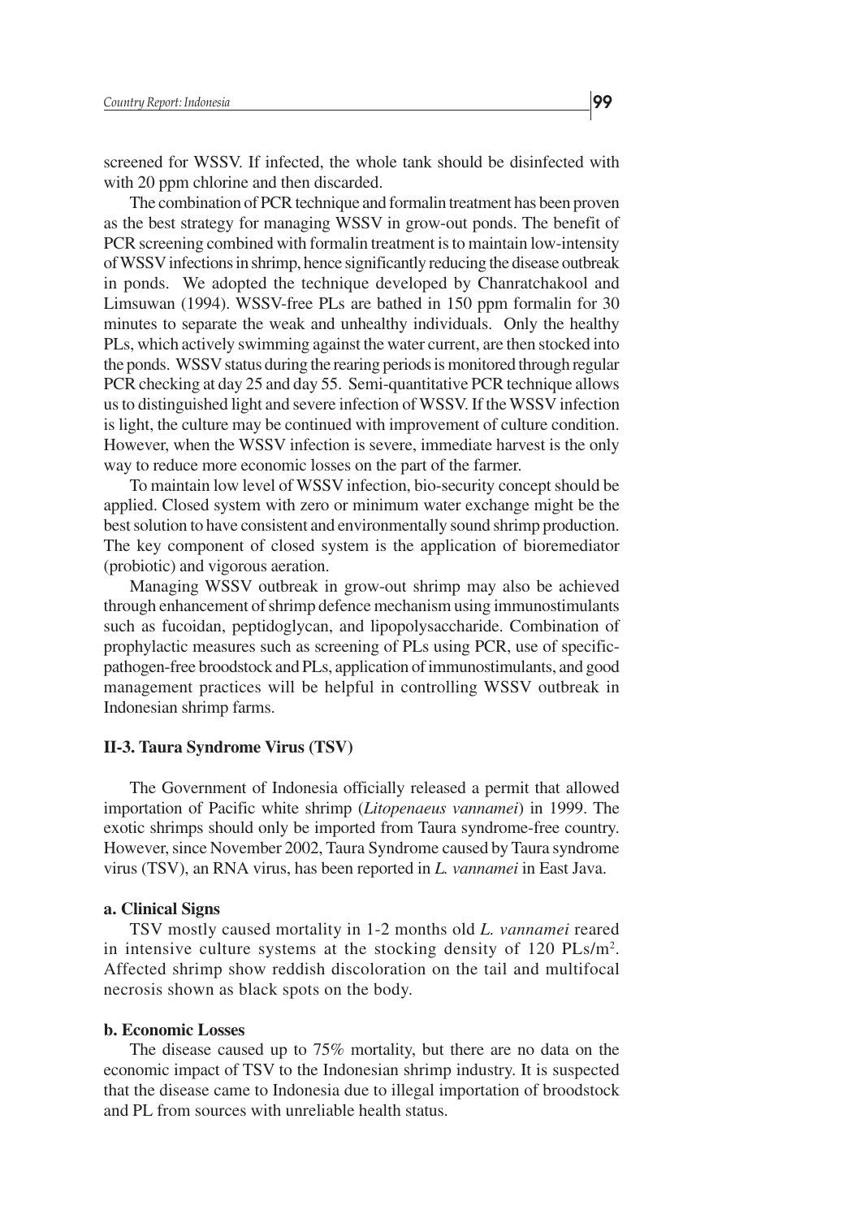screened for WSSV. If infected, the whole tank should be disinfected with with 20 ppm chlorine and then discarded.

The combination of PCR technique and formalin treatment has been proven as the best strategy for managing WSSV in grow-out ponds. The benefit of PCR screening combined with formalin treatment is to maintain low-intensity of WSSV infections in shrimp, hence significantly reducing the disease outbreak in ponds. We adopted the technique developed by Chanratchakool and Limsuwan (1994). WSSV-free PLs are bathed in 150 ppm formalin for 30 minutes to separate the weak and unhealthy individuals. Only the healthy PLs, which actively swimming against the water current, are then stocked into the ponds. WSSV status during the rearing periods is monitored through regular PCR checking at day 25 and day 55. Semi-quantitative PCR technique allows us to distinguished light and severe infection of WSSV. If the WSSV infection is light, the culture may be continued with improvement of culture condition. However, when the WSSV infection is severe, immediate harvest is the only way to reduce more economic losses on the part of the farmer.

To maintain low level of WSSV infection, bio-security concept should be applied. Closed system with zero or minimum water exchange might be the best solution to have consistent and environmentally sound shrimp production. The key component of closed system is the application of bioremediator (probiotic) and vigorous aeration.

Managing WSSV outbreak in grow-out shrimp may also be achieved through enhancement of shrimp defence mechanism using immunostimulants such as fucoidan, peptidoglycan, and lipopolysaccharide. Combination of prophylactic measures such as screening of PLs using PCR, use of specific-pathogen-free broodstock and PLs, application of immunostimulants, and good management practices will be helpful in controlling WSSV outbreak in Indonesian shrimp farms.

### II-3. Taura Syndrome Virus (TSV)

The Government of Indonesia officially released a permit that allowed importation of Pacific white shrimp (*Litopenaeus vannamei*) in 1999. The exotic shrimps should only be imported from Taura syndrome-free country. However, since November 2002, Taura Syndrome caused by Taura syndrome virus (TSV), an RNA virus, has been reported in *L. vannamei* in East Java.

#### a. Clinical Signs

TSV mostly caused mortality in 1-2 months old *L. vannamei* reared in intensive culture systems at the stocking density of 120 PLs/$m^2$. Affected shrimp show reddish discoloration on the tail and multifocal necrosis shown as black spots on the body.

#### b. Economic Losses

The disease caused up to 75% mortality, but there are no data on the economic impact of TSV to the Indonesian shrimp industry. It is suspected that the disease came to Indonesia due to illegal importation of broodstock and PL from sources with unreliable health status.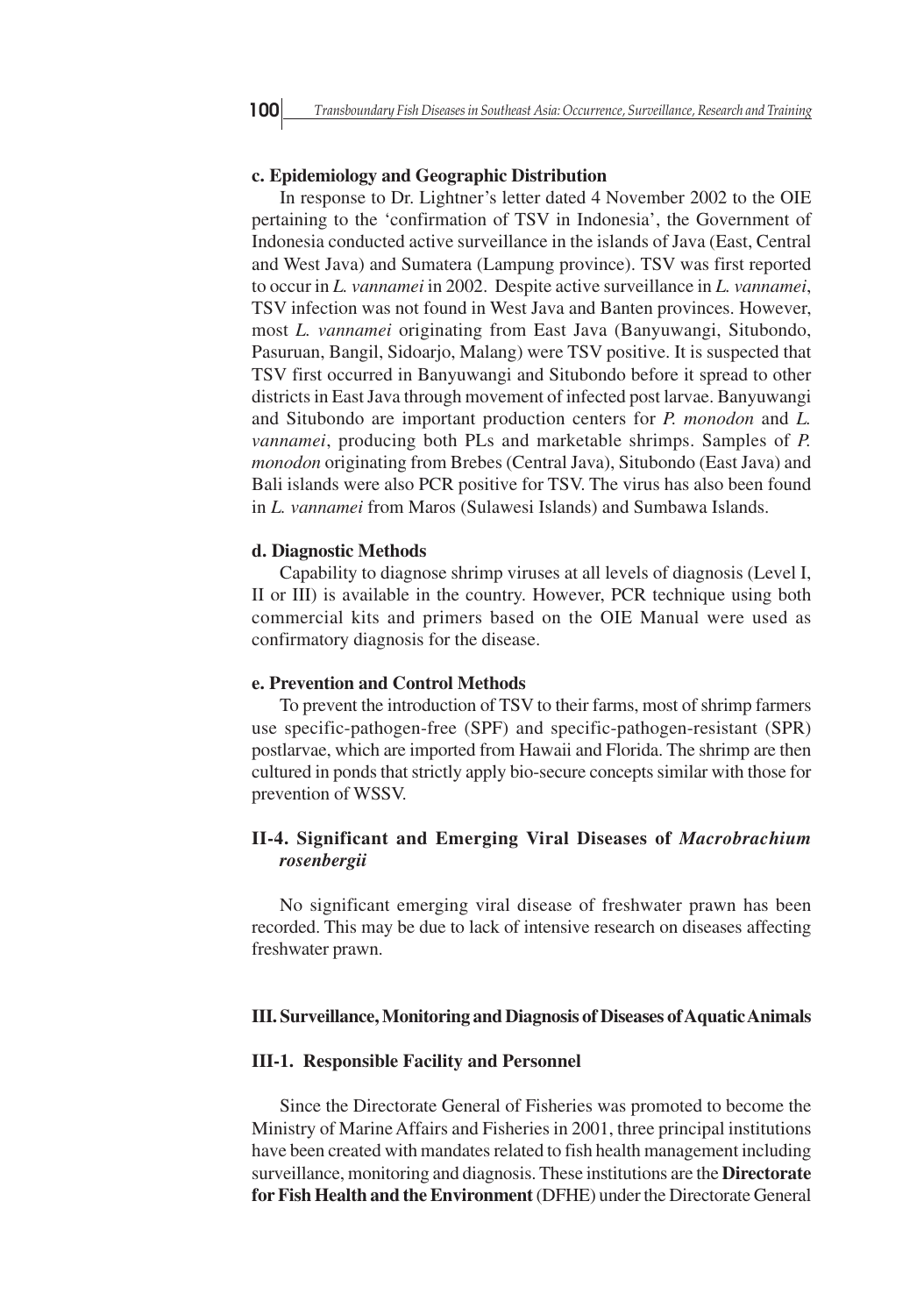#### c. Epidemiology and Geographic Distribution

In response to Dr. Lightner's letter dated 4 November 2002 to the OIE pertaining to the 'confirmation of TSV in Indonesia', the Government of Indonesia conducted active surveillance in the islands of Java (East, Central and West Java) and Sumatera (Lampung province). TSV was first reported to occur in *L. vannamei* in 2002. Despite active surveillance in *L. vannamei*, TSV infection was not found in West Java and Banten provinces. However, most *L. vannamei* originating from East Java (Banyuwangi, Situbondo, Pasuruan, Bangil, Sidoarjo, Malang) were TSV positive. It is suspected that TSV first occurred in Banyuwangi and Situbondo before it spread to other districts in East Java through movement of infected post larvae. Banyuwangi and Situbondo are important production centers for *P. monodon* and *L. vannamei*, producing both PLs and marketable shrimps. Samples of *P. monodon* originating from Brebes (Central Java), Situbondo (East Java) and Bali islands were also PCR positive for TSV. The virus has also been found in *L. vannamei* from Maros (Sulawesi Islands) and Sumbawa Islands.

#### d. Diagnostic Methods

Capability to diagnose shrimp viruses at all levels of diagnosis (Level I, II or III) is available in the country. However, PCR technique using both commercial kits and primers based on the OIE Manual were used as confirmatory diagnosis for the disease.

#### e. Prevention and Control Methods

To prevent the introduction of TSV to their farms, most of shrimp farmers use specific-pathogen-free (SPF) and specific-pathogen-resistant (SPR) postlarvae, which are imported from Hawaii and Florida. The shrimp are then cultured in ponds that strictly apply bio-secure concepts similar with those for prevention of WSSV.

### II-4. Significant and Emerging Viral Diseases of *Macrobrachium rosenbergii*

No significant emerging viral disease of freshwater prawn has been recorded. This may be due to lack of intensive research on diseases affecting freshwater prawn.

## III. Surveillance, Monitoring and Diagnosis of Diseases of Aquatic Animals

### III-1. Responsible Facility and Personnel

Since the Directorate General of Fisheries was promoted to become the Ministry of Marine Affairs and Fisheries in 2001, three principal institutions have been created with mandates related to fish health management including surveillance, monitoring and diagnosis. These institutions are the **Directorate for Fish Health and the Environment** (DFHE) under the Directorate General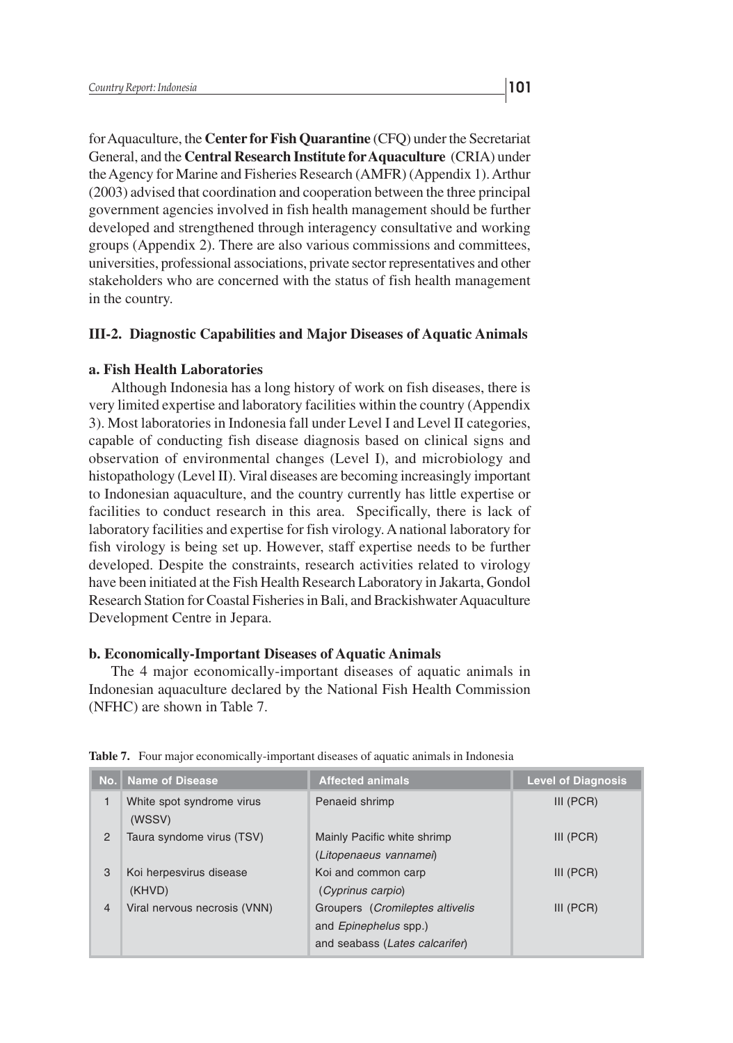for Aquaculture, the **Center for Fish Quarantine** (CFQ) under the Secretariat General, and the **Central Research Institute for Aquaculture** (CRIA) under the Agency for Marine and Fisheries Research (AMFR) (Appendix 1). Arthur (2003) advised that coordination and cooperation between the three principal government agencies involved in fish health management should be further developed and strengthened through interagency consultative and working groups (Appendix 2). There are also various commissions and committees, universities, professional associations, private sector representatives and other stakeholders who are concerned with the status of fish health management in the country.

### III-2. Diagnostic Capabilities and Major Diseases of Aquatic Animals

#### a. Fish Health Laboratories

Although Indonesia has a long history of work on fish diseases, there is very limited expertise and laboratory facilities within the country (Appendix 3). Most laboratories in Indonesia fall under Level I and Level II categories, capable of conducting fish disease diagnosis based on clinical signs and observation of environmental changes (Level I), and microbiology and histopathology (Level II). Viral diseases are becoming increasingly important to Indonesian aquaculture, and the country currently has little expertise or facilities to conduct research in this area. Specifically, there is lack of laboratory facilities and expertise for fish virology. A national laboratory for fish virology is being set up. However, staff expertise needs to be further developed. Despite the constraints, research activities related to virology have been initiated at the Fish Health Research Laboratory in Jakarta, Gondol Research Station for Coastal Fisheries in Bali, and Brackishwater Aquaculture Development Centre in Jepara.

#### b. Economically-Important Diseases of Aquatic Animals

The 4 major economically-important diseases of aquatic animals in Indonesian aquaculture declared by the National Fish Health Commission (NFHC) are shown in Table 7.

**Table 7.** Four major economically-important diseases of aquatic animals in Indonesia

| No. | Name of Disease | Affected animals | Level of Diagnosis |
|---|---|---|---|
| 1 | White spot syndrome virus (WSSV) | Penaeid shrimp | III (PCR) |
| 2 | Taura syndome virus (TSV) | Mainly Pacific white shrimp (*Litopenaeus vannamei*) | III (PCR) |
| 3 | Koi herpesvirus disease (KHVD) | Koi and common carp (*Cyprinus carpio*) | III (PCR) |
| 4 | Viral nervous necrosis (VNN) | Groupers (*Cromileptes altivelis* and *Epinephelus* spp.) and seabass (*Lates calcarifer*) | III (PCR) |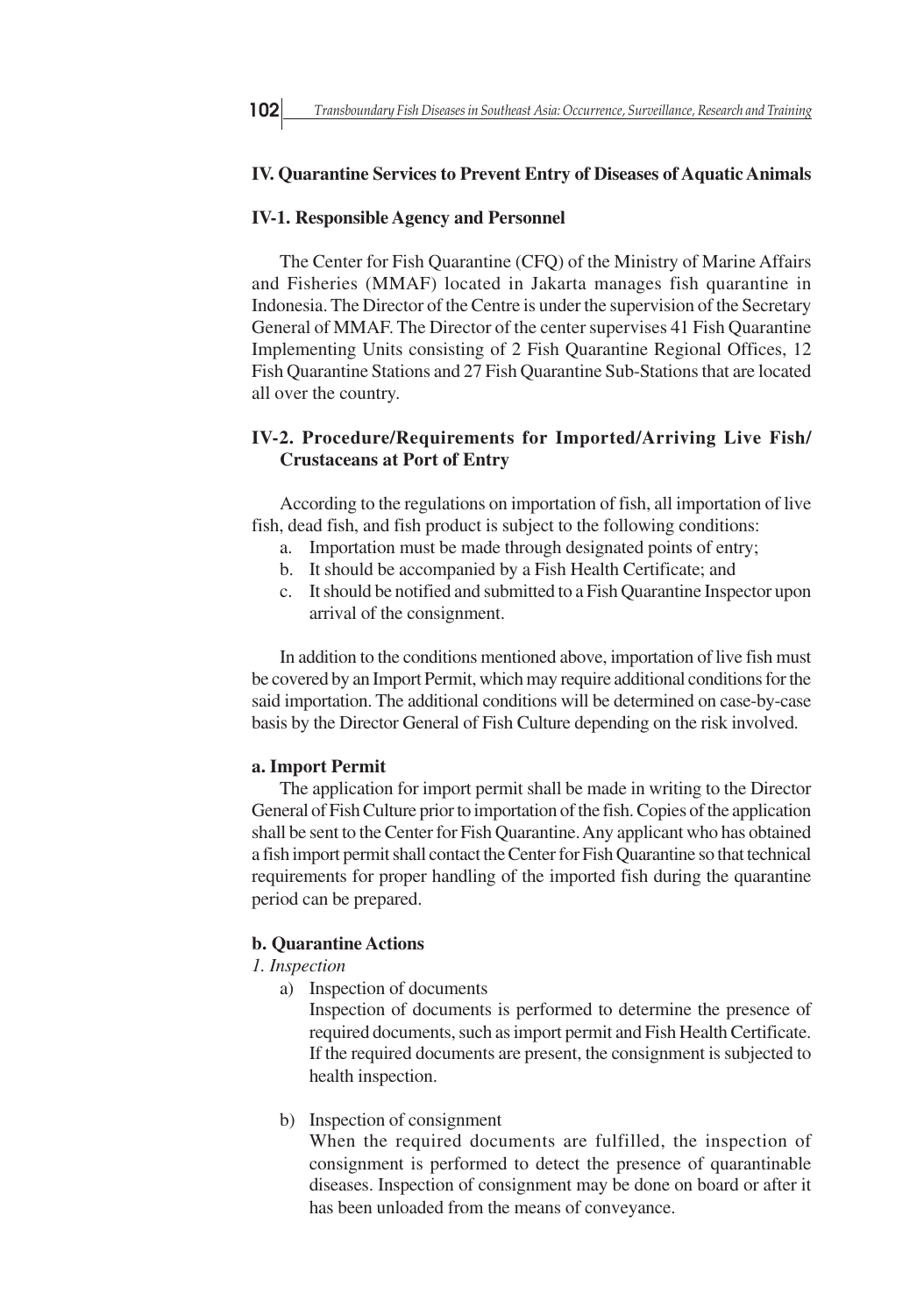## IV. Quarantine Services to Prevent Entry of Diseases of Aquatic Animals

### IV-1. Responsible Agency and Personnel

The Center for Fish Quarantine (CFQ) of the Ministry of Marine Affairs and Fisheries (MMAF) located in Jakarta manages fish quarantine in Indonesia. The Director of the Centre is under the supervision of the Secretary General of MMAF. The Director of the center supervises 41 Fish Quarantine Implementing Units consisting of 2 Fish Quarantine Regional Offices, 12 Fish Quarantine Stations and 27 Fish Quarantine Sub-Stations that are located all over the country.

### IV-2. Procedure/Requirements for Imported/Arriving Live Fish/ Crustaceans at Port of Entry

According to the regulations on importation of fish, all importation of live fish, dead fish, and fish product is subject to the following conditions:

a. Importation must be made through designated points of entry;
b. It should be accompanied by a Fish Health Certificate; and
c. It should be notified and submitted to a Fish Quarantine Inspector upon arrival of the consignment.

In addition to the conditions mentioned above, importation of live fish must be covered by an Import Permit, which may require additional conditions for the said importation. The additional conditions will be determined on case-by-case basis by the Director General of Fish Culture depending on the risk involved.

#### a. Import Permit

The application for import permit shall be made in writing to the Director General of Fish Culture prior to importation of the fish. Copies of the application shall be sent to the Center for Fish Quarantine. Any applicant who has obtained a fish import permit shall contact the Center for Fish Quarantine so that technical requirements for proper handling of the imported fish during the quarantine period can be prepared.

#### b. Quarantine Actions

*1. Inspection*

a) Inspection of documents

Inspection of documents is performed to determine the presence of required documents, such as import permit and Fish Health Certificate. If the required documents are present, the consignment is subjected to health inspection.

b) Inspection of consignment

When the required documents are fulfilled, the inspection of consignment is performed to detect the presence of quarantinable diseases. Inspection of consignment may be done on board or after it has been unloaded from the means of conveyance.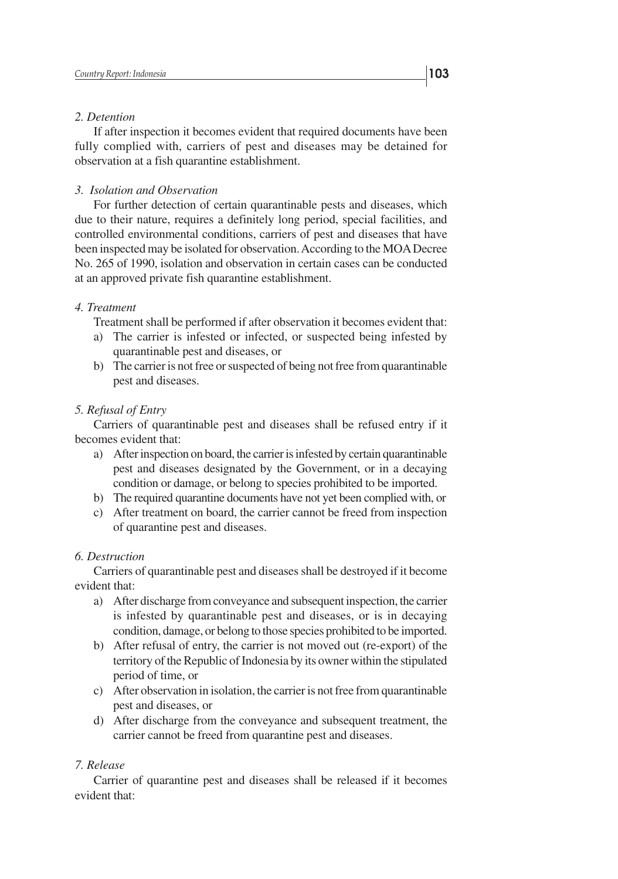*2. Detention*

If after inspection it becomes evident that required documents have been fully complied with, carriers of pest and diseases may be detained for observation at a fish quarantine establishment.

*3. Isolation and Observation*

For further detection of certain quarantinable pests and diseases, which due to their nature, requires a definitely long period, special facilities, and controlled environmental conditions, carriers of pest and diseases that have been inspected may be isolated for observation. According to the MOA Decree No. 265 of 1990, isolation and observation in certain cases can be conducted at an approved private fish quarantine establishment.

*4. Treatment*

Treatment shall be performed if after observation it becomes evident that:

a) The carrier is infested or infected, or suspected being infested by quarantinable pest and diseases, or
b) The carrier is not free or suspected of being not free from quarantinable pest and diseases.

*5. Refusal of Entry*

Carriers of quarantinable pest and diseases shall be refused entry if it becomes evident that:

a) After inspection on board, the carrier is infested by certain quarantinable pest and diseases designated by the Government, or in a decaying condition or damage, or belong to species prohibited to be imported.
b) The required quarantine documents have not yet been complied with, or
c) After treatment on board, the carrier cannot be freed from inspection of quarantine pest and diseases.

*6. Destruction*

Carriers of quarantinable pest and diseases shall be destroyed if it become evident that:

a) After discharge from conveyance and subsequent inspection, the carrier is infested by quarantinable pest and diseases, or is in decaying condition, damage, or belong to those species prohibited to be imported.
b) After refusal of entry, the carrier is not moved out (re-export) of the territory of the Republic of Indonesia by its owner within the stipulated period of time, or
c) After observation in isolation, the carrier is not free from quarantinable pest and diseases, or
d) After discharge from the conveyance and subsequent treatment, the carrier cannot be freed from quarantine pest and diseases.

*7. Release*

Carrier of quarantine pest and diseases shall be released if it becomes evident that: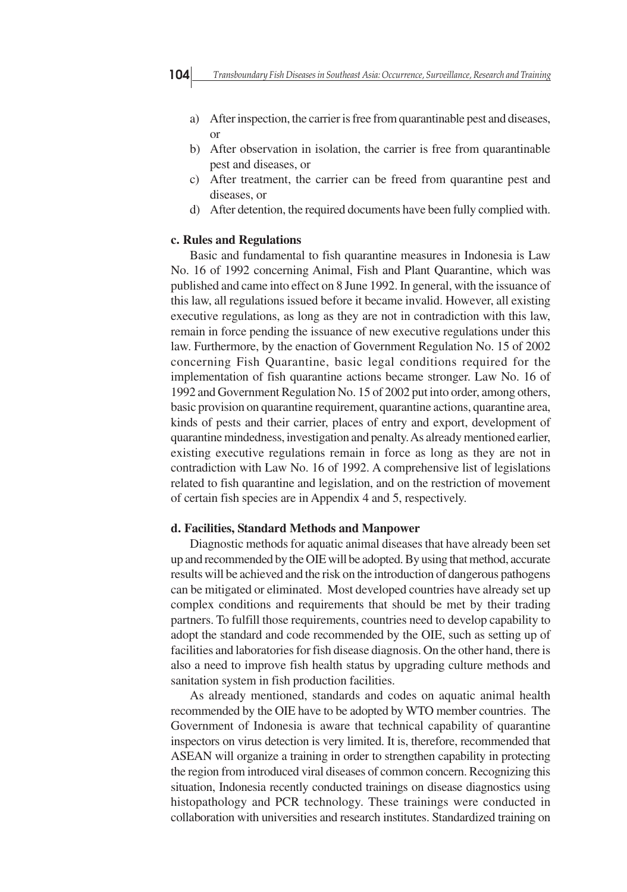a) After inspection, the carrier is free from quarantinable pest and diseases, or
b) After observation in isolation, the carrier is free from quarantinable pest and diseases, or
c) After treatment, the carrier can be freed from quarantine pest and diseases, or
d) After detention, the required documents have been fully complied with.

**c. Rules and Regulations**

Basic and fundamental to fish quarantine measures in Indonesia is Law No. 16 of 1992 concerning Animal, Fish and Plant Quarantine, which was published and came into effect on 8 June 1992. In general, with the issuance of this law, all regulations issued before it became invalid. However, all existing executive regulations, as long as they are not in contradiction with this law, remain in force pending the issuance of new executive regulations under this law. Furthermore, by the enaction of Government Regulation No. 15 of 2002 concerning Fish Quarantine, basic legal conditions required for the implementation of fish quarantine actions became stronger. Law No. 16 of 1992 and Government Regulation No. 15 of 2002 put into order, among others, basic provision on quarantine requirement, quarantine actions, quarantine area, kinds of pests and their carrier, places of entry and export, development of quarantine mindedness, investigation and penalty. As already mentioned earlier, existing executive regulations remain in force as long as they are not in contradiction with Law No. 16 of 1992. A comprehensive list of legislations related to fish quarantine and legislation, and on the restriction of movement of certain fish species are in Appendix 4 and 5, respectively.

**d. Facilities, Standard Methods and Manpower**

Diagnostic methods for aquatic animal diseases that have already been set up and recommended by the OIE will be adopted. By using that method, accurate results will be achieved and the risk on the introduction of dangerous pathogens can be mitigated or eliminated. Most developed countries have already set up complex conditions and requirements that should be met by their trading partners. To fulfill those requirements, countries need to develop capability to adopt the standard and code recommended by the OIE, such as setting up of facilities and laboratories for fish disease diagnosis. On the other hand, there is also a need to improve fish health status by upgrading culture methods and sanitation system in fish production facilities.

As already mentioned, standards and codes on aquatic animal health recommended by the OIE have to be adopted by WTO member countries. The Government of Indonesia is aware that technical capability of quarantine inspectors on virus detection is very limited. It is, therefore, recommended that ASEAN will organize a training in order to strengthen capability in protecting the region from introduced viral diseases of common concern. Recognizing this situation, Indonesia recently conducted trainings on disease diagnostics using histopathology and PCR technology. These trainings were conducted in collaboration with universities and research institutes. Standardized training on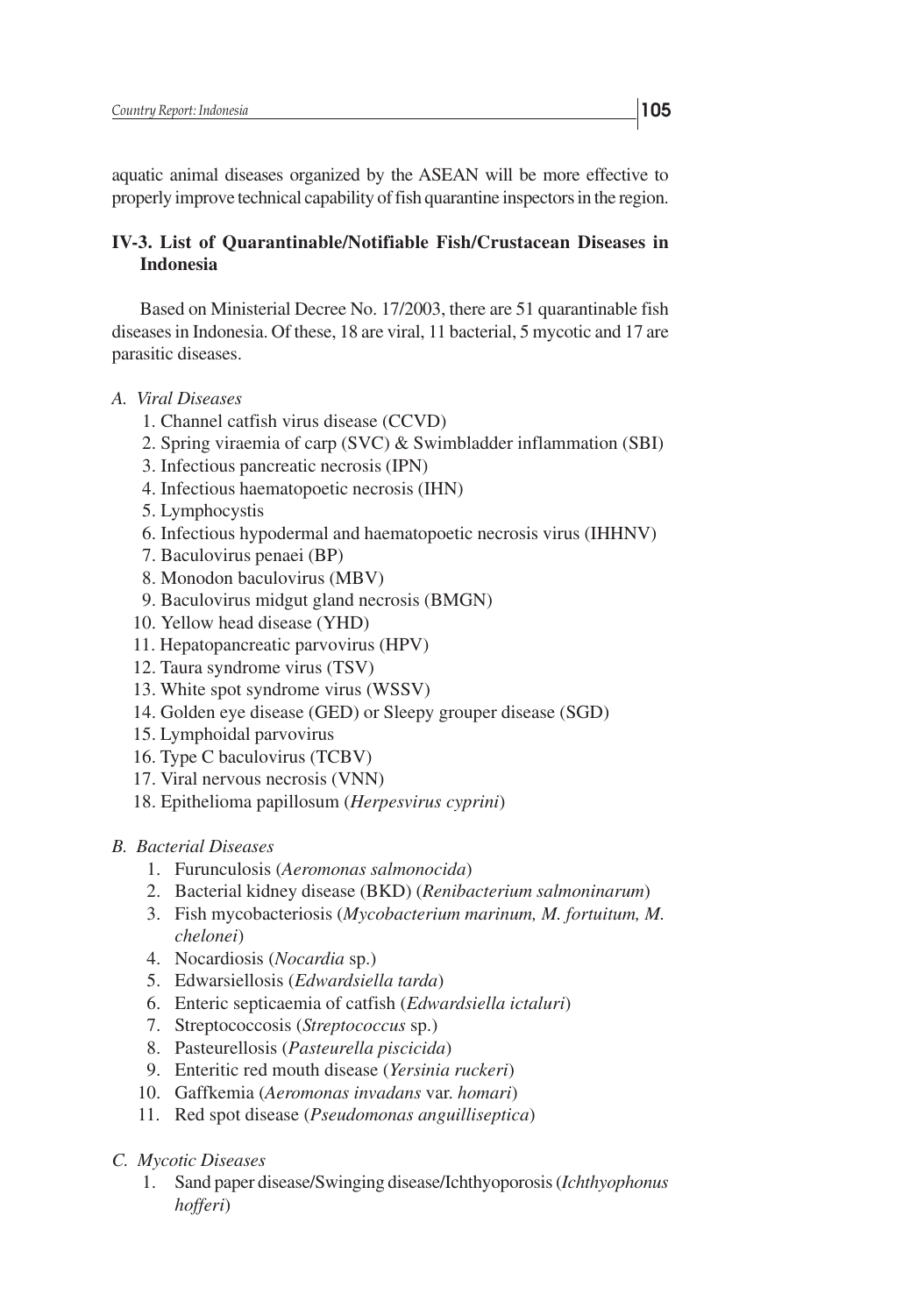aquatic animal diseases organized by the ASEAN will be more effective to properly improve technical capability of fish quarantine inspectors in the region.

### IV-3. List of Quarantinable/Notifiable Fish/Crustacean Diseases in Indonesia

Based on Ministerial Decree No. 17/2003, there are 51 quarantinable fish diseases in Indonesia. Of these, 18 are viral, 11 bacterial, 5 mycotic and 17 are parasitic diseases.

*A. Viral Diseases*

1. Channel catfish virus disease (CCVD)
2. Spring viraemia of carp (SVC) & Swimbladder inflammation (SBI)
3. Infectious pancreatic necrosis (IPN)
4. Infectious haematopoetic necrosis (IHN)
5. Lymphocystis
6. Infectious hypodermal and haematopoetic necrosis virus (IHHNV)
7. Baculovirus penaei (BP)
8. Monodon baculovirus (MBV)
9. Baculovirus midgut gland necrosis (BMGN)
10. Yellow head disease (YHD)
11. Hepatopancreatic parvovirus (HPV)
12. Taura syndrome virus (TSV)
13. White spot syndrome virus (WSSV)
14. Golden eye disease (GED) or Sleepy grouper disease (SGD)
15. Lymphoidal parvovirus
16. Type C baculovirus (TCBV)
17. Viral nervous necrosis (VNN)
18. Epithelioma papillosum (*Herpesvirus cyprini*)

*B. Bacterial Diseases*

1. Furunculosis (*Aeromonas salmonocida*)
2. Bacterial kidney disease (BKD) (*Renibacterium salmoninarum*)
3. Fish mycobacteriosis (*Mycobacterium marinum, M. fortuitum, M. chelonei*)
4. Nocardiosis (*Nocardia* sp.)
5. Edwarsiellosis (*Edwardsiella tarda*)
6. Enteric septicaemia of catfish (*Edwardsiella ictaluri*)
7. Streptococcosis (*Streptococcus* sp.)
8. Pasteurellosis (*Pasteurella piscicida*)
9. Enteritic red mouth disease (*Yersinia ruckeri*)
10. Gaffkemia (*Aeromonas invadans* var. *homari*)
11. Red spot disease (*Pseudomonas anguilliseptica*)

*C. Mycotic Diseases*

1. Sand paper disease/Swinging disease/Ichthyoporosis (*Ichthyophonus hofferi*)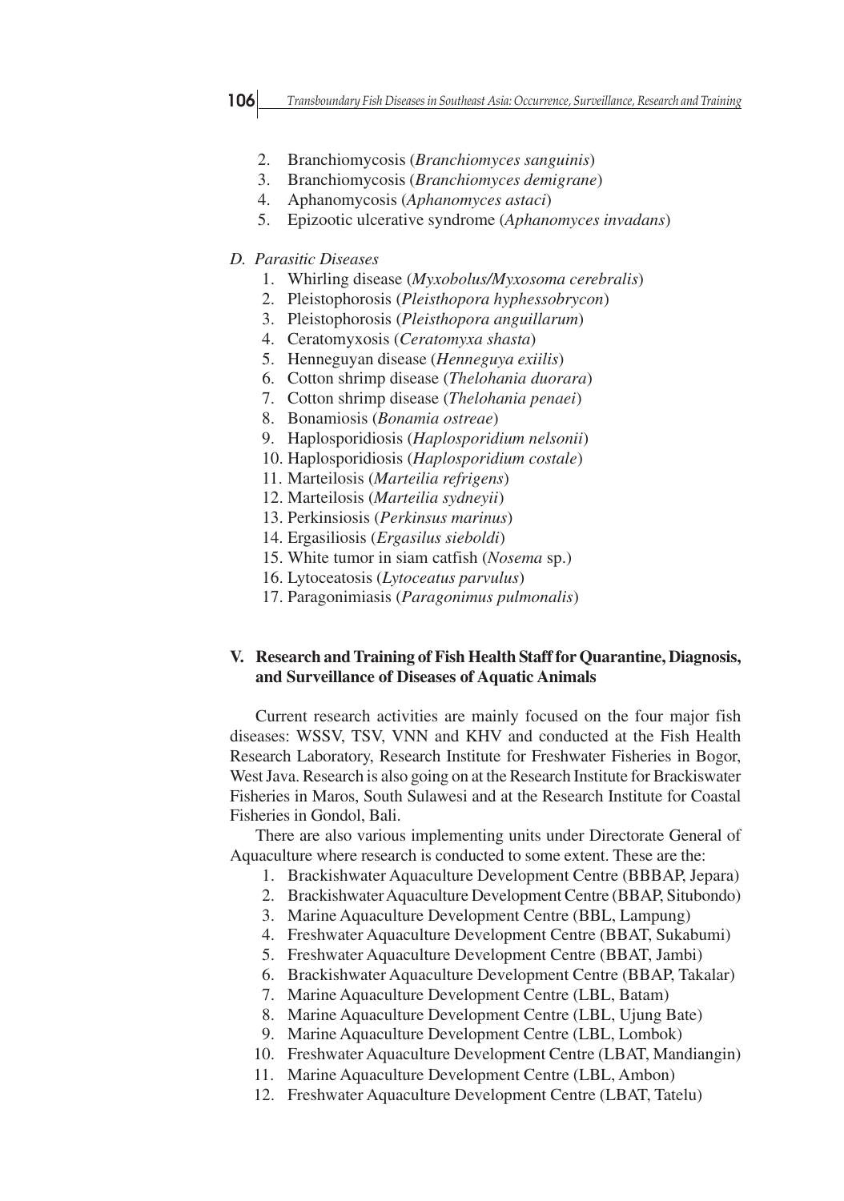2. Branchiomycosis (*Branchiomyces sanguinis*)
3. Branchiomycosis (*Branchiomyces demigrane*)
4. Aphanomycosis (*Aphanomyces astaci*)
5. Epizootic ulcerative syndrome (*Aphanomyces invadans*)

*D. Parasitic Diseases*

1. Whirling disease (*Myxobolus/Myxosoma cerebralis*)
2. Pleistophorosis (*Pleisthopora hyphessobrycon*)
3. Pleistophorosis (*Pleisthopora anguillarum*)
4. Ceratomyxosis (*Ceratomyxa shasta*)
5. Henneguyan disease (*Henneguya exiilis*)
6. Cotton shrimp disease (*Thelohania duorara*)
7. Cotton shrimp disease (*Thelohania penaei*)
8. Bonamiosis (*Bonamia ostreae*)
9. Haplosporidiosis (*Haplosporidium nelsonii*)
10. Haplosporidiosis (*Haplosporidium costale*)
11. Marteilosis (*Marteilia refrigens*)
12. Marteilosis (*Marteilia sydneyii*)
13. Perkinsiosis (*Perkinsus marinus*)
14. Ergasiliosis (*Ergasilus sieboldi*)
15. White tumor in siam catfish (*Nosema* sp.)
16. Lytoceatosis (*Lytoceatus parvulus*)
17. Paragonimiasis (*Paragonimus pulmonalis*)

## V. Research and Training of Fish Health Staff for Quarantine, Diagnosis, and Surveillance of Diseases of Aquatic Animals

Current research activities are mainly focused on the four major fish diseases: WSSV, TSV, VNN and KHV and conducted at the Fish Health Research Laboratory, Research Institute for Freshwater Fisheries in Bogor, West Java. Research is also going on at the Research Institute for Brackiswater Fisheries in Maros, South Sulawesi and at the Research Institute for Coastal Fisheries in Gondol, Bali.

There are also various implementing units under Directorate General of Aquaculture where research is conducted to some extent. These are the:

1. Brackishwater Aquaculture Development Centre (BBBAP, Jepara)
2. Brackishwater Aquaculture Development Centre (BBAP, Situbondo)
3. Marine Aquaculture Development Centre (BBL, Lampung)
4. Freshwater Aquaculture Development Centre (BBAT, Sukabumi)
5. Freshwater Aquaculture Development Centre (BBAT, Jambi)
6. Brackishwater Aquaculture Development Centre (BBAP, Takalar)
7. Marine Aquaculture Development Centre (LBL, Batam)
8. Marine Aquaculture Development Centre (LBL, Ujung Bate)
9. Marine Aquaculture Development Centre (LBL, Lombok)
10. Freshwater Aquaculture Development Centre (LBAT, Mandiangin)
11. Marine Aquaculture Development Centre (LBL, Ambon)
12. Freshwater Aquaculture Development Centre (LBAT, Tatelu)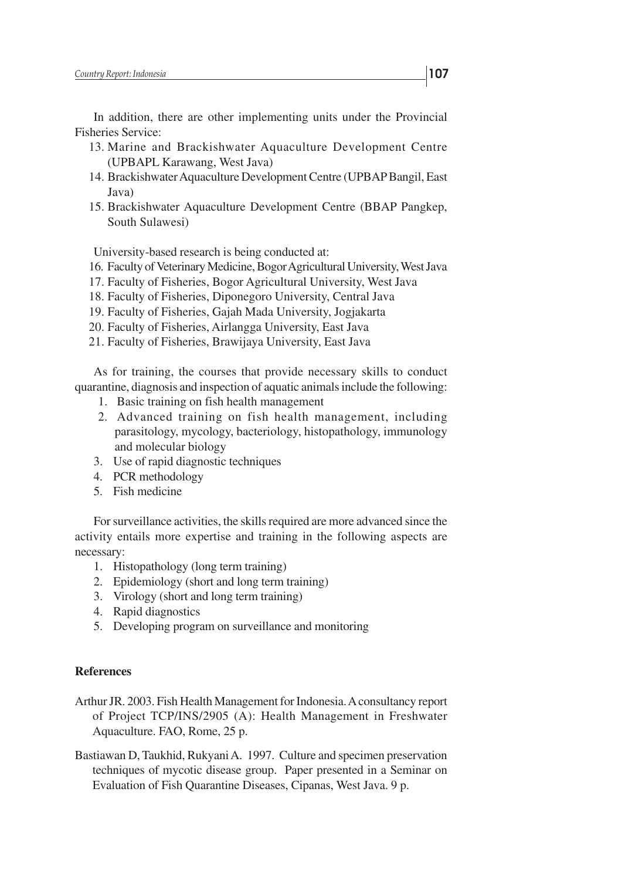In addition, there are other implementing units under the Provincial Fisheries Service:

13. Marine and Brackishwater Aquaculture Development Centre (UPBAPL Karawang, West Java)
14. Brackishwater Aquaculture Development Centre (UPBAP Bangil, East Java)
15. Brackishwater Aquaculture Development Centre (BBAP Pangkep, South Sulawesi)

University-based research is being conducted at:

16. Faculty of Veterinary Medicine, Bogor Agricultural University, West Java
17. Faculty of Fisheries, Bogor Agricultural University, West Java
18. Faculty of Fisheries, Diponegoro University, Central Java
19. Faculty of Fisheries, Gajah Mada University, Jogjakarta
20. Faculty of Fisheries, Airlangga University, East Java
21. Faculty of Fisheries, Brawijaya University, East Java

As for training, the courses that provide necessary skills to conduct quarantine, diagnosis and inspection of aquatic animals include the following:

1. Basic training on fish health management
2. Advanced training on fish health management, including parasitology, mycology, bacteriology, histopathology, immunology and molecular biology
3. Use of rapid diagnostic techniques
4. PCR methodology
5. Fish medicine

For surveillance activities, the skills required are more advanced since the activity entails more expertise and training in the following aspects are necessary:

1. Histopathology (long term training)
2. Epidemiology (short and long term training)
3. Virology (short and long term training)
4. Rapid diagnostics
5. Developing program on surveillance and monitoring

## References

Arthur JR. 2003. Fish Health Management for Indonesia. A consultancy report of Project TCP/INS/2905 (A): Health Management in Freshwater Aquaculture. FAO, Rome, 25 p.

Bastiawan D, Taukhid, Rukyani A. 1997. Culture and specimen preservation techniques of mycotic disease group. Paper presented in a Seminar on Evaluation of Fish Quarantine Diseases, Cipanas, West Java. 9 p.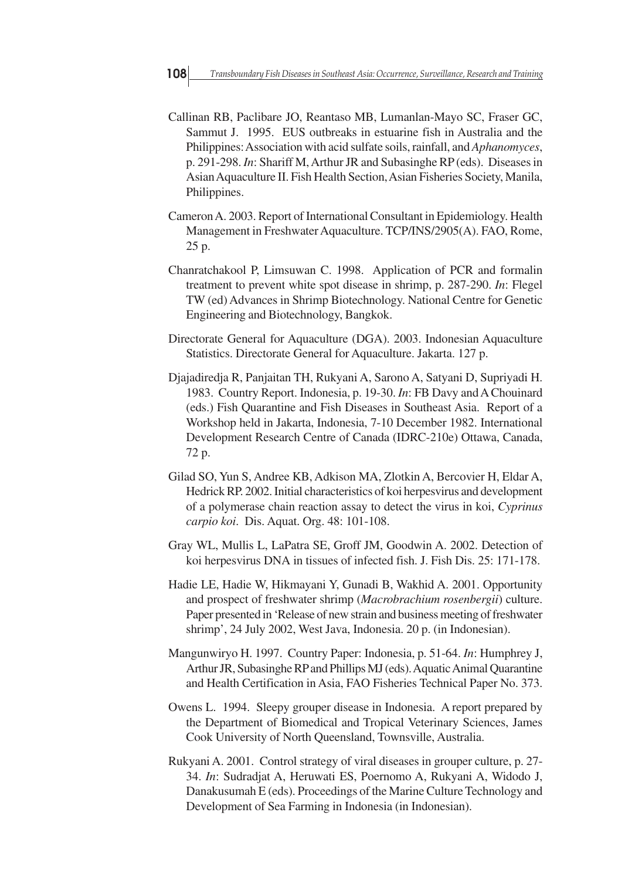Callinan RB, Paclibare JO, Reantaso MB, Lumanlan-Mayo SC, Fraser GC, Sammut J. 1995. EUS outbreaks in estuarine fish in Australia and the Philippines: Association with acid sulfate soils, rainfall, and *Aphanomyces*, p. 291-298. *In*: Shariff M, Arthur JR and Subasinghe RP (eds). Diseases in Asian Aquaculture II. Fish Health Section, Asian Fisheries Society, Manila, Philippines.

Cameron A. 2003. Report of International Consultant in Epidemiology. Health Management in Freshwater Aquaculture. TCP/INS/2905(A). FAO, Rome, 25 p.

Chanratchakool P, Limsuwan C. 1998. Application of PCR and formalin treatment to prevent white spot disease in shrimp, p. 287-290. *In*: Flegel TW (ed) Advances in Shrimp Biotechnology. National Centre for Genetic Engineering and Biotechnology, Bangkok.

Directorate General for Aquaculture (DGA). 2003. Indonesian Aquaculture Statistics. Directorate General for Aquaculture. Jakarta. 127 p.

Djajadiredja R, Panjaitan TH, Rukyani A, Sarono A, Satyani D, Supriyadi H. 1983. Country Report. Indonesia, p. 19-30. *In*: FB Davy and A Chouinard (eds.) Fish Quarantine and Fish Diseases in Southeast Asia. Report of a Workshop held in Jakarta, Indonesia, 7-10 December 1982. International Development Research Centre of Canada (IDRC-210e) Ottawa, Canada, 72 p.

Gilad SO, Yun S, Andree KB, Adkison MA, Zlotkin A, Bercovier H, Eldar A, Hedrick RP. 2002. Initial characteristics of koi herpesvirus and development of a polymerase chain reaction assay to detect the virus in koi, *Cyprinus carpio koi*. Dis. Aquat. Org. 48: 101-108.

Gray WL, Mullis L, LaPatra SE, Groff JM, Goodwin A. 2002. Detection of koi herpesvirus DNA in tissues of infected fish. J. Fish Dis. 25: 171-178.

Hadie LE, Hadie W, Hikmayani Y, Gunadi B, Wakhid A. 2001. Opportunity and prospect of freshwater shrimp (*Macrobrachium rosenbergii*) culture. Paper presented in 'Release of new strain and business meeting of freshwater shrimp', 24 July 2002, West Java, Indonesia. 20 p. (in Indonesian).

Mangunwiryo H. 1997. Country Paper: Indonesia, p. 51-64. *In*: Humphrey J, Arthur JR, Subasinghe RP and Phillips MJ (eds). Aquatic Animal Quarantine and Health Certification in Asia, FAO Fisheries Technical Paper No. 373.

Owens L. 1994. Sleepy grouper disease in Indonesia. A report prepared by the Department of Biomedical and Tropical Veterinary Sciences, James Cook University of North Queensland, Townsville, Australia.

Rukyani A. 2001. Control strategy of viral diseases in grouper culture, p. 27-34. *In*: Sudradjat A, Heruwati ES, Poernomo A, Rukyani A, Widodo J, Danakusumah E (eds). Proceedings of the Marine Culture Technology and Development of Sea Farming in Indonesia (in Indonesian).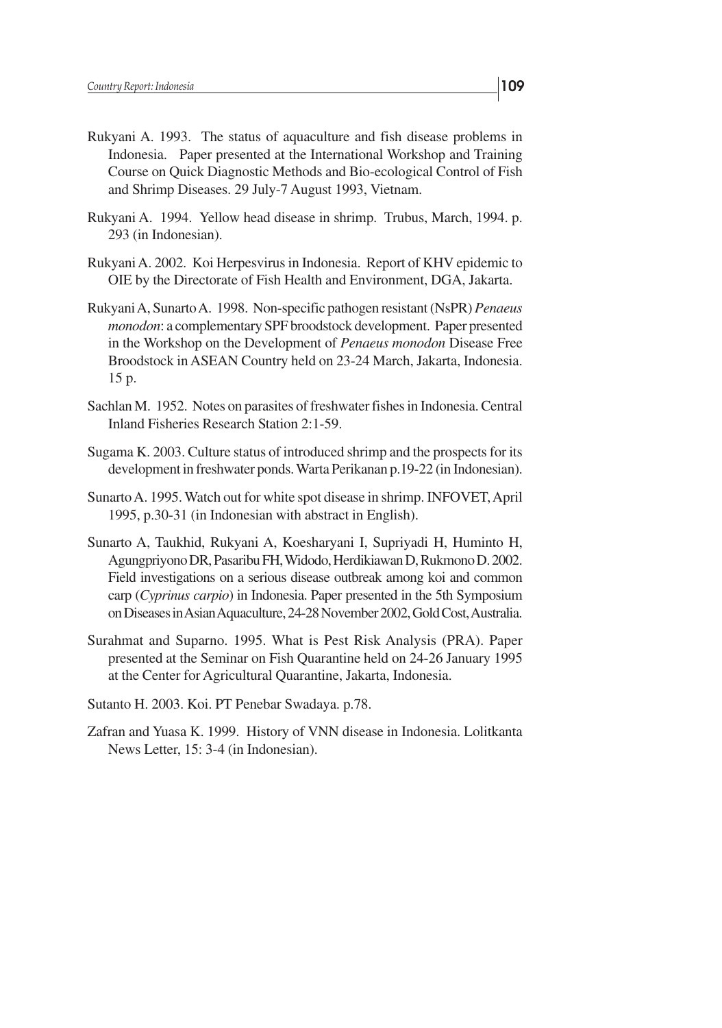Rukyani A. 1993. The status of aquaculture and fish disease problems in Indonesia. Paper presented at the International Workshop and Training Course on Quick Diagnostic Methods and Bio-ecological Control of Fish and Shrimp Diseases. 29 July-7 August 1993, Vietnam.

Rukyani A. 1994. Yellow head disease in shrimp. Trubus, March, 1994. p. 293 (in Indonesian).

Rukyani A. 2002. Koi Herpesvirus in Indonesia. Report of KHV epidemic to OIE by the Directorate of Fish Health and Environment, DGA, Jakarta.

Rukyani A, Sunarto A. 1998. Non-specific pathogen resistant (NsPR) *Penaeus monodon*: a complementary SPF broodstock development. Paper presented in the Workshop on the Development of *Penaeus monodon* Disease Free Broodstock in ASEAN Country held on 23-24 March, Jakarta, Indonesia. 15 p.

Sachlan M. 1952. Notes on parasites of freshwater fishes in Indonesia. Central Inland Fisheries Research Station 2:1-59.

Sugama K. 2003. Culture status of introduced shrimp and the prospects for its development in freshwater ponds. Warta Perikanan p.19-22 (in Indonesian).

Sunarto A. 1995. Watch out for white spot disease in shrimp. INFOVET, April 1995, p.30-31 (in Indonesian with abstract in English).

Sunarto A, Taukhid, Rukyani A, Koesharyani I, Supriyadi H, Huminto H, Agungpriyono DR, Pasaribu FH, Widodo, Herdikiawan D, Rukmono D. 2002. Field investigations on a serious disease outbreak among koi and common carp (*Cyprinus carpio*) in Indonesia. Paper presented in the 5th Symposium on Diseases in Asian Aquaculture, 24-28 November 2002, Gold Cost, Australia.

Surahmat and Suparno. 1995. What is Pest Risk Analysis (PRA). Paper presented at the Seminar on Fish Quarantine held on 24-26 January 1995 at the Center for Agricultural Quarantine, Jakarta, Indonesia.

Sutanto H. 2003. Koi. PT Penebar Swadaya. p.78.

Zafran and Yuasa K. 1999. History of VNN disease in Indonesia. Lolitkanta News Letter, 15: 3-4 (in Indonesian).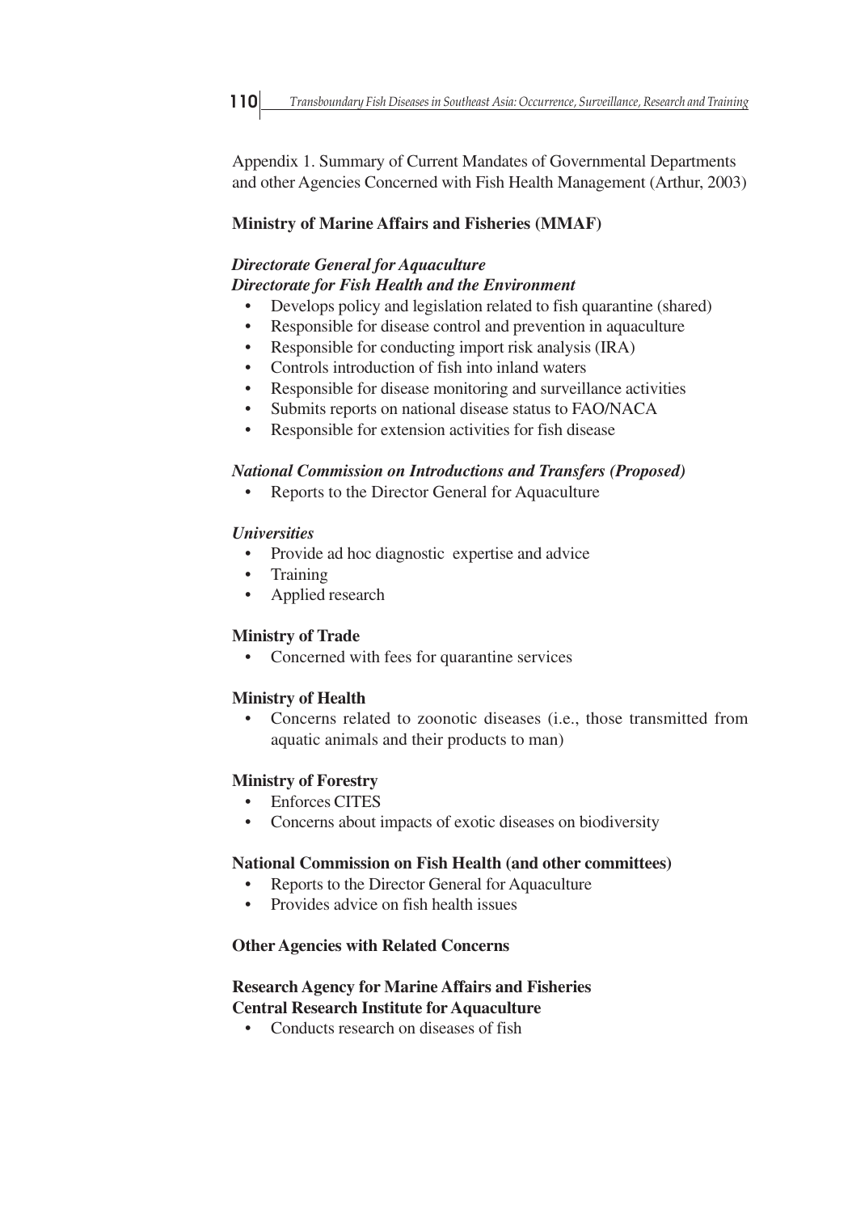Appendix 1. Summary of Current Mandates of Governmental Departments and other Agencies Concerned with Fish Health Management (Arthur, 2003)

**Ministry of Marine Affairs and Fisheries (MMAF)**

***Directorate General for Aquaculture***
***Directorate for Fish Health and the Environment***

- Develops policy and legislation related to fish quarantine (shared)
- Responsible for disease control and prevention in aquaculture
- Responsible for conducting import risk analysis (IRA)
- Controls introduction of fish into inland waters
- Responsible for disease monitoring and surveillance activities
- Submits reports on national disease status to FAO/NACA
- Responsible for extension activities for fish disease

***National Commission on Introductions and Transfers (Proposed)***

- Reports to the Director General for Aquaculture

***Universities***

- Provide ad hoc diagnostic expertise and advice
- Training
- Applied research

**Ministry of Trade**

- Concerned with fees for quarantine services

**Ministry of Health**

- Concerns related to zoonotic diseases (i.e., those transmitted from aquatic animals and their products to man)

**Ministry of Forestry**

- Enforces CITES
- Concerns about impacts of exotic diseases on biodiversity

**National Commission on Fish Health (and other committees)**

- Reports to the Director General for Aquaculture
- Provides advice on fish health issues

**Other Agencies with Related Concerns**

**Research Agency for Marine Affairs and Fisheries**
**Central Research Institute for Aquaculture**

- Conducts research on diseases of fish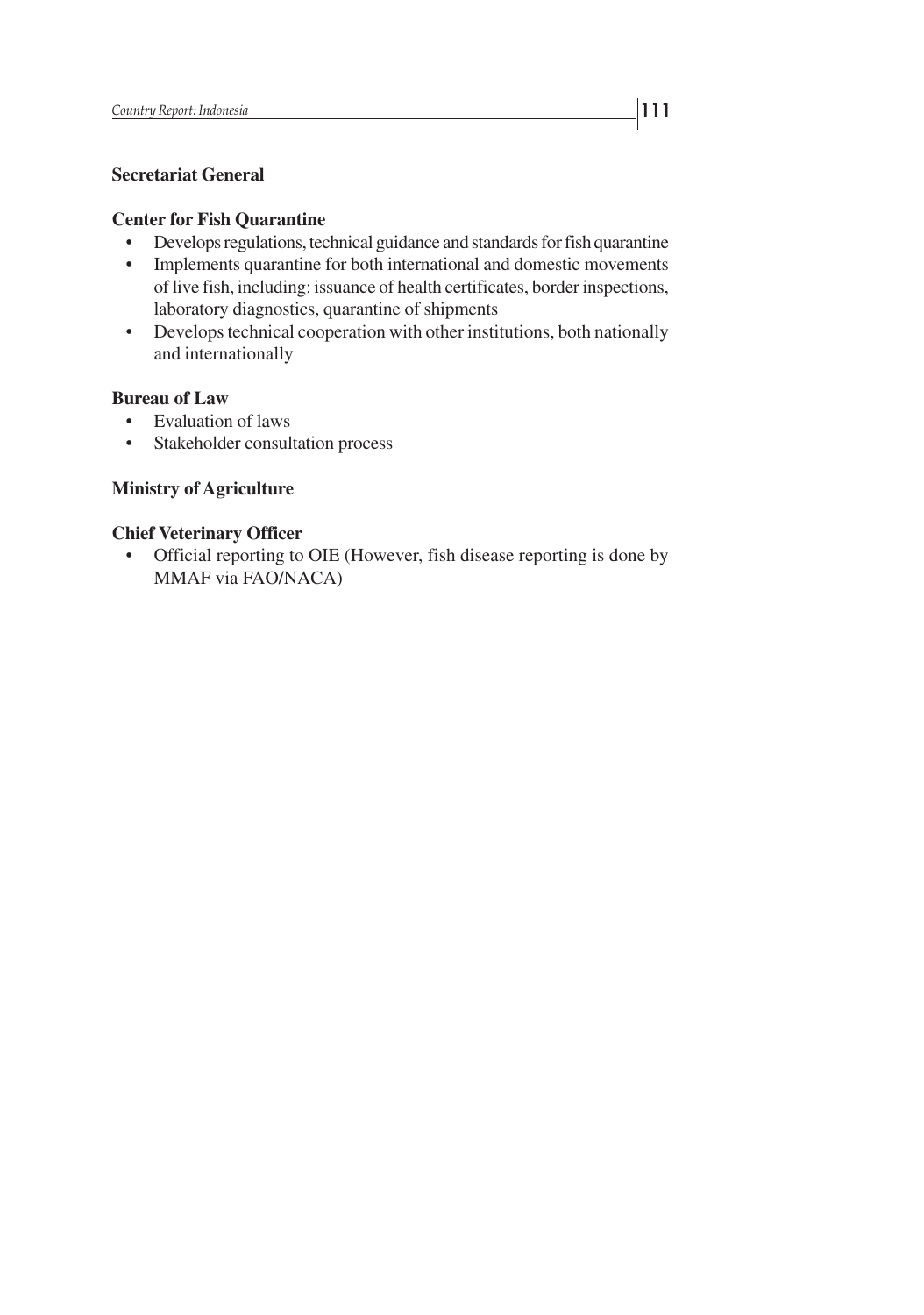**Secretariat General**

**Center for Fish Quarantine**

- Develops regulations, technical guidance and standards for fish quarantine
- Implements quarantine for both international and domestic movements of live fish, including: issuance of health certificates, border inspections, laboratory diagnostics, quarantine of shipments
- Develops technical cooperation with other institutions, both nationally and internationally

**Bureau of Law**

- Evaluation of laws
- Stakeholder consultation process

**Ministry of Agriculture**

**Chief Veterinary Officer**

- Official reporting to OIE (However, fish disease reporting is done by MMAF via FAO/NACA)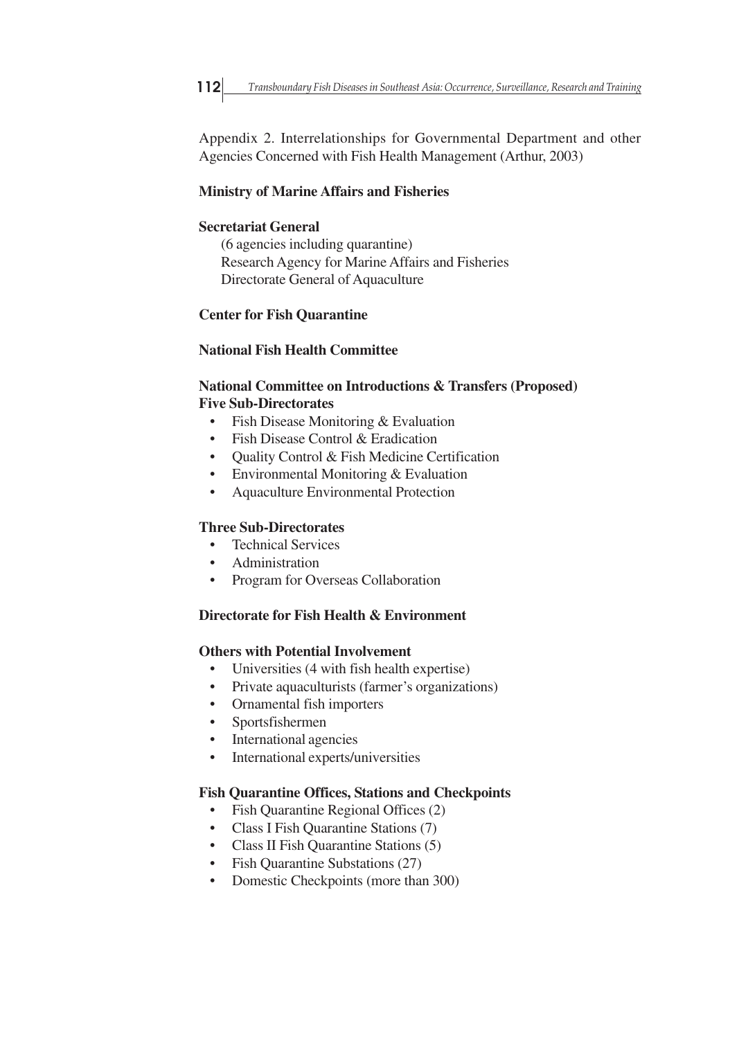Appendix 2. Interrelationships for Governmental Department and other Agencies Concerned with Fish Health Management (Arthur, 2003)

**Ministry of Marine Affairs and Fisheries**

**Secretariat General**

(6 agencies including quarantine)
Research Agency for Marine Affairs and Fisheries
Directorate General of Aquaculture

**Center for Fish Quarantine**

**National Fish Health Committee**

**National Committee on Introductions & Transfers (Proposed)**
**Five Sub-Directorates**

- Fish Disease Monitoring & Evaluation
- Fish Disease Control & Eradication
- Quality Control & Fish Medicine Certification
- Environmental Monitoring & Evaluation
- Aquaculture Environmental Protection

**Three Sub-Directorates**

- Technical Services
- Administration
- Program for Overseas Collaboration

**Directorate for Fish Health & Environment**

**Others with Potential Involvement**

- Universities (4 with fish health expertise)
- Private aquaculturists (farmer's organizations)
- Ornamental fish importers
- Sportsfishermen
- International agencies
- International experts/universities

**Fish Quarantine Offices, Stations and Checkpoints**

- Fish Quarantine Regional Offices (2)
- Class I Fish Quarantine Stations (7)
- Class II Fish Quarantine Stations (5)
- Fish Quarantine Substations (27)
- Domestic Checkpoints (more than 300)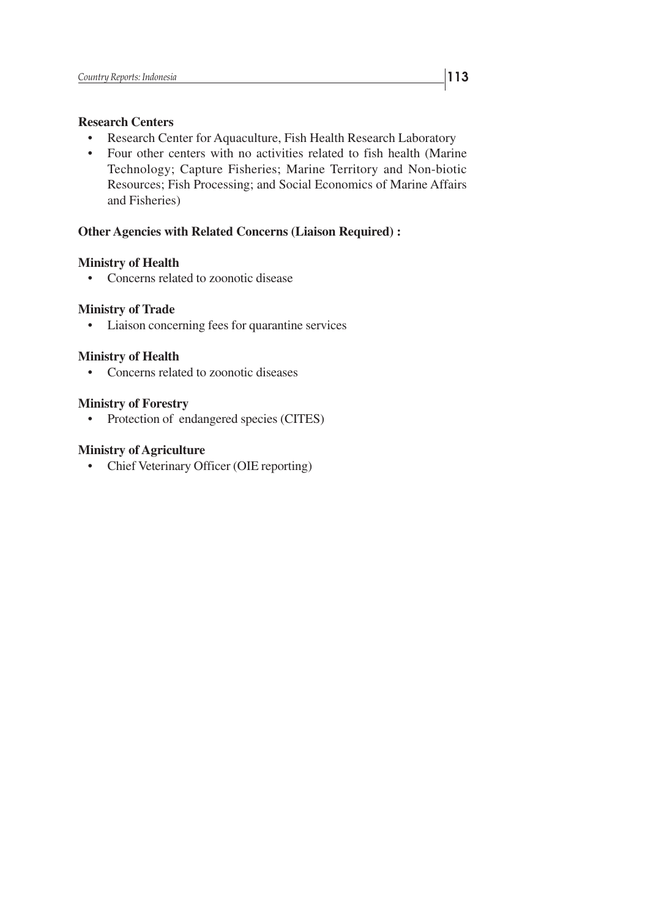**Research Centers**

- Research Center for Aquaculture, Fish Health Research Laboratory
- Four other centers with no activities related to fish health (Marine Technology; Capture Fisheries; Marine Territory and Non-biotic Resources; Fish Processing; and Social Economics of Marine Affairs and Fisheries)

**Other Agencies with Related Concerns (Liaison Required) :**

**Ministry of Health**

- Concerns related to zoonotic disease

**Ministry of Trade**

- Liaison concerning fees for quarantine services

**Ministry of Health**

- Concerns related to zoonotic diseases

**Ministry of Forestry**

- Protection of endangered species (CITES)

**Ministry of Agriculture**

- Chief Veterinary Officer (OIE reporting)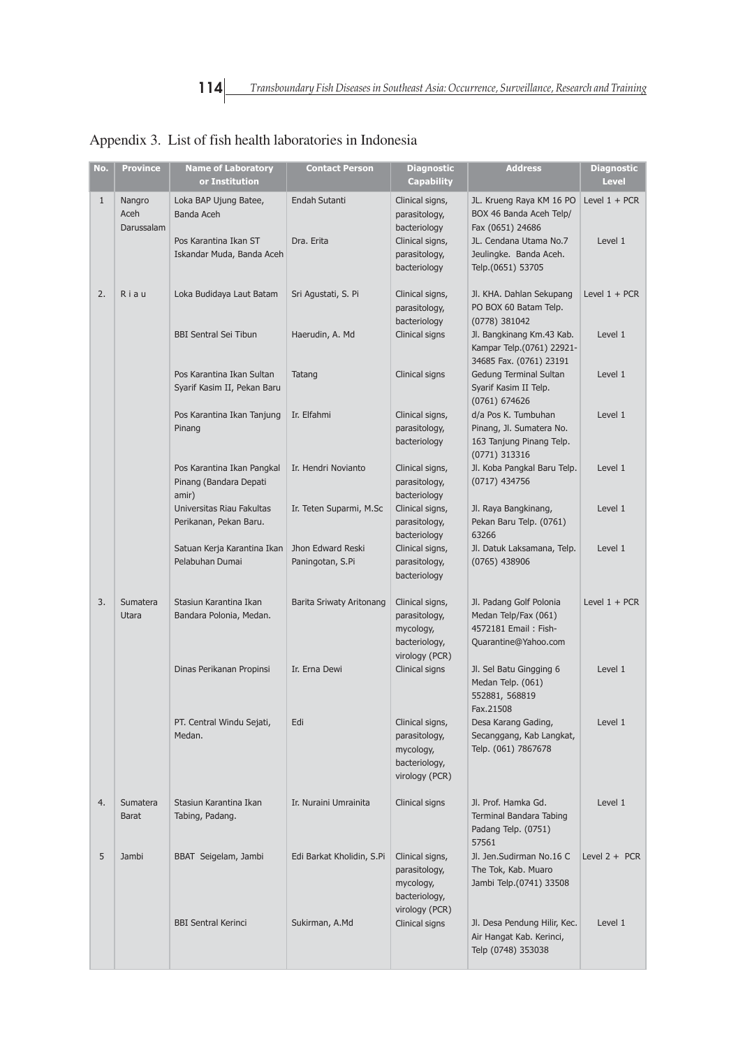## Appendix 3. List of fish health laboratories in Indonesia

| No. | Province | Name of Laboratory or Institution | Contact Person | Diagnostic Capability | Address | Diagnostic Level |
|---|---|---|---|---|---|---|
| 1 | Nangro Aceh Darussalam | Loka BAP Ujung Batee, Banda Aceh | Endah Sutanti | Clinical signs, parasitology, bacteriology | JL. Krueng Raya KM 16 PO BOX 46 Banda Aceh Telp/ Fax (0651) 24686 | Level 1 + PCR |
| | | Pos Karantina Ikan ST Iskandar Muda, Banda Aceh | Dra. Erita | Clinical signs, parasitology, bacteriology | JL. Cendana Utama No.7 Jeulingke. Banda Aceh. Telp.(0651) 53705 | Level 1 |
| 2. | Riau | Loka Budidaya Laut Batam | Sri Agustati, S. Pi | Clinical signs, parasitology, bacteriology | Jl. KHA. Dahlan Sekupang PO BOX 60 Batam Telp. (0778) 381042 | Level 1 + PCR |
| | | BBI Sentral Sei Tibun | Haerudin, A. Md | Clinical signs | Jl. Bangkinang Km.43 Kab. Kampar Telp.(0761) 22921-34685 Fax. (0761) 23191 | Level 1 |
| | | Pos Karantina Ikan Sultan Syarif Kasim II, Pekan Baru | Tatang | Clinical signs | Gedung Terminal Sultan Syarif Kasim II Telp. (0761) 674626 | Level 1 |
| | | Pos Karantina Ikan Tanjung Pinang | Ir. Elfahmi | Clinical signs, parasitology, bacteriology | d/a Pos K. Tumbuhan Pinang, Jl. Sumatera No. 163 Tanjung Pinang Telp. (0771) 313316 | Level 1 |
| | | Pos Karantina Ikan Pangkal Pinang (Bandara Depati amir) | Ir. Hendri Novianto | Clinical signs, parasitology, bacteriology | Jl. Koba Pangkal Baru Telp. (0717) 434756 | Level 1 |
| | | Universitas Riau Fakultas Perikanan, Pekan Baru. | Ir. Teten Suparmi, M.Sc | Clinical signs, parasitology, bacteriology | Jl. Raya Bangkinang, Pekan Baru Telp. (0761) 63266 | Level 1 |
| | | Satuan Kerja Karantina Ikan Pelabuhan Dumai | Jhon Edward Reski Paningotan, S.Pi | Clinical signs, parasitology, bacteriology | Jl. Datuk Laksamana, Telp. (0765) 438906 | Level 1 |
| 3. | Sumatera Utara | Stasiun Karantina Ikan Bandara Polonia, Medan. | Barita Sriwaty Aritonang | Clinical signs, parasitology, mycology, bacteriology, virology (PCR) | Jl. Padang Golf Polonia Medan Telp/Fax (061) 4572181 Email : Fish-Quarantine@Yahoo.com | Level 1 + PCR |
| | | Dinas Perikanan Propinsi | Ir. Erna Dewi | Clinical signs | Jl. Sel Batu Gingging 6 Medan Telp. (061) 552881, 568819 Fax.21508 | Level 1 |
| | | PT. Central Windu Sejati, Medan. | Edi | Clinical signs, parasitology, mycology, bacteriology, virology (PCR) | Desa Karang Gading, Secanggang, Kab Langkat, Telp. (061) 7867678 | Level 1 |
| 4. | Sumatera Barat | Stasiun Karantina Ikan Tabing, Padang. | Ir. Nuraini Umrainita | Clinical signs | Jl. Prof. Hamka Gd. Terminal Bandara Tabing Padang Telp. (0751) 57561 | Level 1 |
| 5 | Jambi | BBAT Seigelam, Jambi | Edi Barkat Kholidin, S.Pi | Clinical signs, parasitology, mycology, bacteriology, virology (PCR) | Jl. Jen.Sudirman No.16 C The Tok, Kab. Muaro Jambi Telp.(0741) 33508 | Level 2 + PCR |
| | | BBI Sentral Kerinci | Sukirman, A.Md | Clinical signs | Jl. Desa Pendung Hilir, Kec. Air Hangat Kab. Kerinci, Telp (0748) 353038 | Level 1 |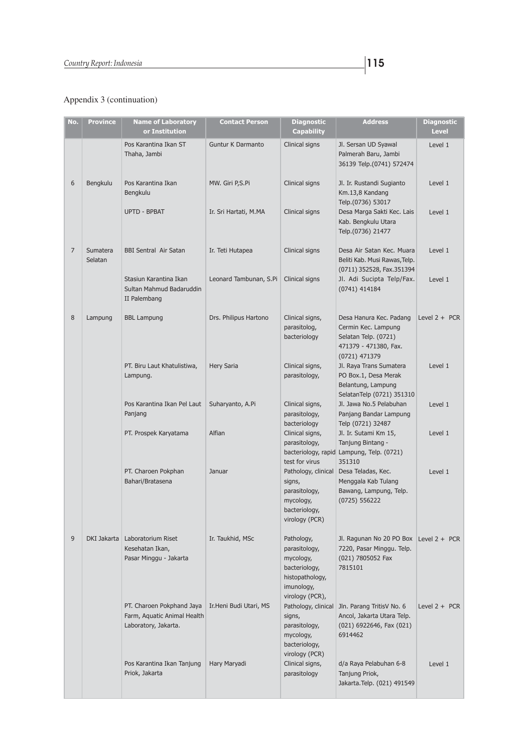Appendix 3 (continuation)

| No. | Province | Name of Laboratory or Institution | Contact Person | Diagnostic Capability | Address | Diagnostic Level |
|---|---|---|---|---|---|---|
| | | Pos Karantina Ikan ST Thaha, Jambi | Guntur K Darmanto | Clinical signs | Jl. Sersan UD Syawal Palmerah Baru, Jambi 36139 Telp.(0741) 572474 | Level 1 |
| 6 | Bengkulu | Pos Karantina Ikan Bengkulu | MW. Giri P,S.Pi | Clinical signs | Jl. Ir. Rustandi Sugianto Km.13,8 Kandang Telp.(0736) 53017 | Level 1 |
| | | UPTD - BPBAT | Ir. Sri Hartati, M.MA | Clinical signs | Desa Marga Sakti Kec. Lais Kab. Bengkulu Utara Telp.(0736) 21477 | Level 1 |
| 7 | Sumatera Selatan | BBI Sentral Air Satan | Ir. Teti Hutapea | Clinical signs | Desa Air Satan Kec. Muara Beliti Kab. Musi Rawas,Telp. (0711) 352528, Fax.351394 | Level 1 |
| | | Stasiun Karantina Ikan Sultan Mahmud Badaruddin II Palembang | Leonard Tambunan, S.Pi | Clinical signs | Jl. Adi Sucipta Telp/Fax. (0741) 414184 | Level 1 |
| 8 | Lampung | BBL Lampung | Drs. Philipus Hartono | Clinical signs, parasitolog, bacteriology | Desa Hanura Kec. Padang Cermin Kec. Lampung Selatan Telp. (0721) 471379 - 471380, Fax. (0721) 471379 | Level 2 + PCR |
| | | PT. Biru Laut Khatulistiwa, Lampung. | Hery Saria | Clinical signs, parasitology, | Jl. Raya Trans Sumatera PO Box.1, Desa Merak Belantung, Lampung SelatanTelp (0721) 351310 | Level 1 |
| | | Pos Karantina Ikan Pel Laut Panjang | Suharyanto, A.Pi | Clinical signs, parasitology, bacteriology | Jl. Jawa No.5 Pelabuhan Panjang Bandar Lampung Telp (0721) 32487 | Level 1 |
| | | PT. Prospek Karyatama | Alfian | Clinical signs, parasitology, bacteriology, rapid test for virus | Jl. Ir. Sutami Km 15, Tanjung Bintang - Lampung, Telp. (0721) 351310 | Level 1 |
| | | PT. Charoen Pokphan Bahari/Bratasena | Januar | Pathology, clinical signs, parasitology, mycology, bacteriology, virology (PCR) | Desa Teladas, Kec. Menggala Kab Tulang Bawang, Lampung, Telp. (0725) 556222 | Level 1 |
| 9 | DKI Jakarta | Laboratorium Riset Kesehatan Ikan, Pasar Minggu - Jakarta | Ir. Taukhid, MSc | Pathology, parasitology, mycology, bacteriology, histopathology, imunology, virology (PCR), | Jl. Ragunan No 20 PO Box 7220, Pasar Minggu. Telp. (021) 7805052 Fax 7815101 | Level 2 + PCR |
| | | PT. Charoen Pokphand Jaya Farm, Aquatic Animal Health Laboratory, Jakarta. | Ir.Heni Budi Utari, MS | Pathology, clinical signs, parasitology, mycology, bacteriology, virology (PCR) | Jln. Parang TritisV No. 6 Ancol, Jakarta Utara Telp. (021) 6922646, Fax (021) 6914462 | Level 2 + PCR |
| | | Pos Karantina Ikan Tanjung Priok, Jakarta | Hary Maryadi | Clinical signs, parasitology | d/a Raya Pelabuhan 6-8 Tanjung Priok, Jakarta.Telp. (021) 491549 | Level 1 |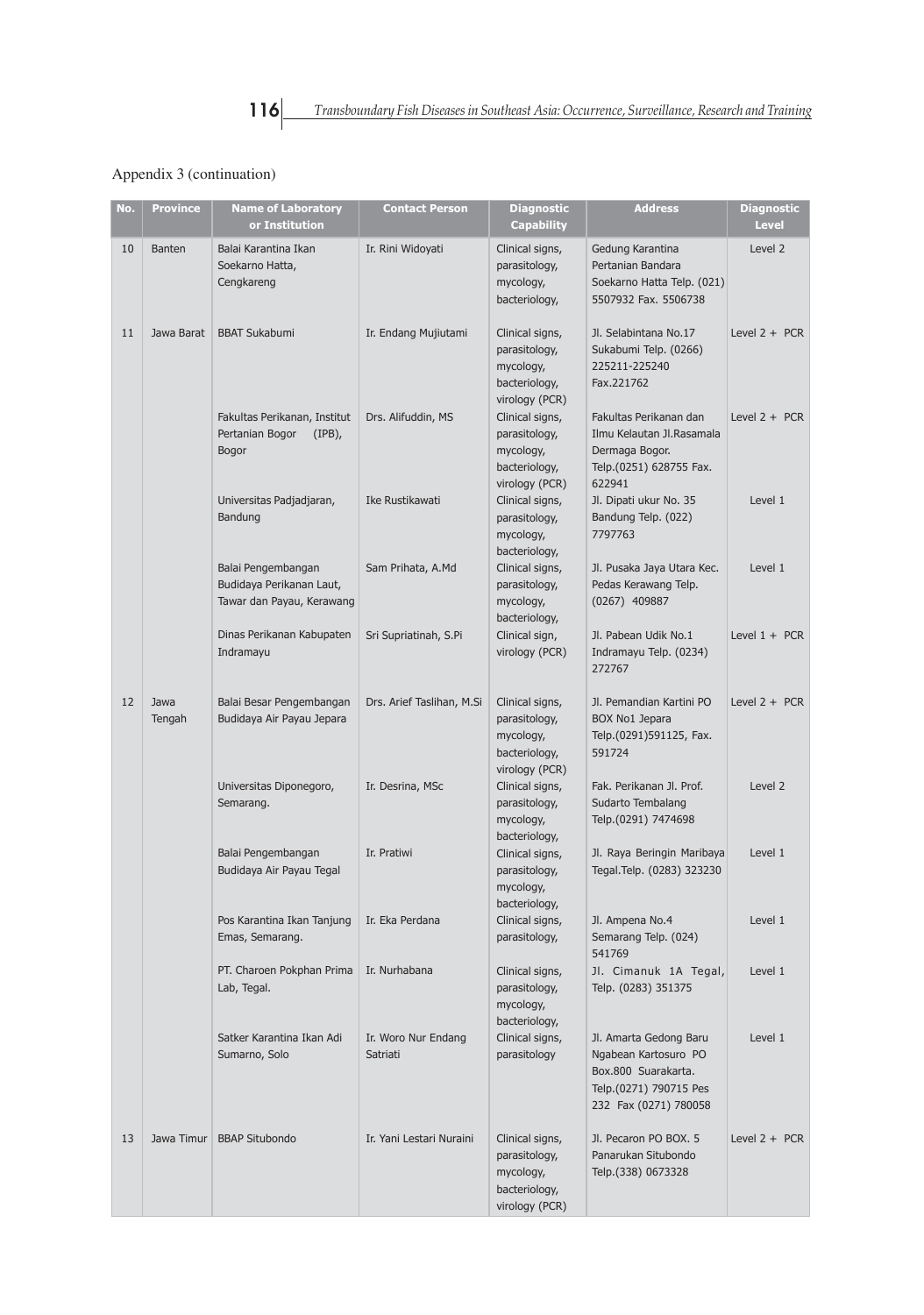Appendix 3 (continuation)

| No. | Province | Name of Laboratory or Institution | Contact Person | Diagnostic Capability | Address | Diagnostic Level |
|---|---|---|---|---|---|---|
| 10 | Banten | Balai Karantina Ikan Soekarno Hatta, Cengkareng | Ir. Rini Widoyati | Clinical signs, parasitology, mycology, bacteriology, | Gedung Karantina Pertanian Bandara Soekarno Hatta Telp. (021) 5507932 Fax. 5506738 | Level 2 |
| 11 | Jawa Barat | BBAT Sukabumi | Ir. Endang Mujiutami | Clinical signs, parasitology, mycology, bacteriology, virology (PCR) | Jl. Selabintana No.17 Sukabumi Telp. (0266) 225211-225240 Fax.221762 | Level 2 + PCR |
| | | Fakultas Perikanan, Institut Pertanian Bogor (IPB), Bogor | Drs. Alifuddin, MS | Clinical signs, parasitology, mycology, bacteriology, virology (PCR) | Fakultas Perikanan dan Ilmu Kelautan Jl.Rasamala Dermaga Bogor. Telp.(0251) 628755 Fax. 622941 | Level 2 + PCR |
| | | Universitas Padjadjaran, Bandung | Ike Rustikawati | Clinical signs, parasitology, mycology, bacteriology, | Jl. Dipati ukur No. 35 Bandung Telp. (022) 7797763 | Level 1 |
| | | Balai Pengembangan Budidaya Perikanan Laut, Tawar dan Payau, Kerawang | Sam Prihata, A.Md | Clinical signs, parasitology, mycology, bacteriology, | Jl. Pusaka Jaya Utara Kec. Pedas Kerawang Telp. (0267) 409887 | Level 1 |
| | | Dinas Perikanan Kabupaten Indramayu | Sri Supriatinah, S.Pi | Clinical sign, virology (PCR) | Jl. Pabean Udik No.1 Indramayu Telp. (0234) 272767 | Level 1 + PCR |
| 12 | Jawa Tengah | Balai Besar Pengembangan Budidaya Air Payau Jepara | Drs. Arief Taslihan, M.Si | Clinical signs, parasitology, mycology, bacteriology, virology (PCR) | Jl. Pemandian Kartini PO BOX No1 Jepara Telp.(0291)591125, Fax. 591724 | Level 2 + PCR |
| | | Universitas Diponegoro, Semarang. | Ir. Desrina, MSc | Clinical signs, parasitology, mycology, bacteriology, | Fak. Perikanan Jl. Prof. Sudarto Tembalang Telp.(0291) 7474698 | Level 2 |
| | | Balai Pengembangan Budidaya Air Payau Tegal | Ir. Pratiwi | Clinical signs, parasitology, mycology, bacteriology, | Jl. Raya Beringin Maribaya Tegal.Telp. (0283) 323230 | Level 1 |
| | | Pos Karantina Ikan Tanjung Emas, Semarang. | Ir. Eka Perdana | Clinical signs, parasitology, | Jl. Ampena No.4 Semarang Telp. (024) 541769 | Level 1 |
| | | PT. Charoen Pokphan Prima Lab, Tegal. | Ir. Nurhabana | Clinical signs, parasitology, mycology, bacteriology, | Jl. Cimanuk 1A Tegal, Telp. (0283) 351375 | Level 1 |
| | | Satker Karantina Ikan Adi Sumarno, Solo | Ir. Woro Nur Endang Satriati | Clinical signs, parasitology | Jl. Amarta Gedong Baru Ngabean Kartosuro PO Box.800 Suarakarta. Telp.(0271) 790715 Pes 232 Fax (0271) 780058 | Level 1 |
| 13 | Jawa Timur | BBAP Situbondo | Ir. Yani Lestari Nuraini | Clinical signs, parasitology, mycology, bacteriology, virology (PCR) | Jl. Pecaron PO BOX. 5 Panarukan Situbondo Telp.(338) 0673328 | Level 2 + PCR |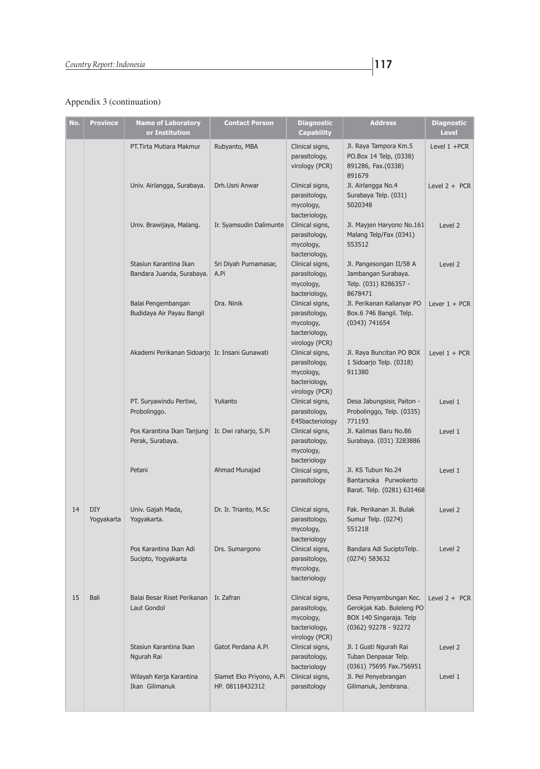Appendix 3 (continuation)

| No. | Province | Name of Laboratory or Institution | Contact Person | Diagnostic Capability | Address | Diagnostic Level |
|---|---|---|---|---|---|---|
| | | PT.Tirta Mutiara Makmur | Rubyanto, MBA | Clinical signs, parasitology, virology (PCR) | Jl. Raya Tampora Km.5 PO.Box 14 Telp, (0338) 891286, Fax.(0338) 891679 | Level 1 +PCR |
| | | Univ. Airlangga, Surabaya. | Drh.Usni Anwar | Clinical signs, parasitology, mycology, bacteriology, | Jl. Airlangga No.4 Surabaya Telp. (031) 5020348 | Level 2 + PCR |
| | | Univ. Brawijaya, Malang. | Ir. Syamsudin Dalimunte | Clinical signs, parasitology, mycology, bacteriology, | Jl. Mayjen Haryono No.161 Malang Telp/Fax (0341) 553512 | Level 2 |
| | | Stasiun Karantina Ikan Bandara Juanda, Surabaya. | Sri Diyah Purnamasar, A.Pi | Clinical signs, parasitology, mycology, bacteriology, | Jl. Pangesongan II/58 A Jambangan Surabaya. Telp. (031) 8286357 - 8678471 | Level 2 |
| | | Balai Pengembangan Budidaya Air Payau Bangil | Dra. Ninik | Clinical signs, parasitology, mycology, bacteriology, virology (PCR) | Jl. Perikanan Kalianyar PO Box.6 746 Bangil. Telp. (0343) 741654 | Lever 1 + PCR |
| | | Akademi Perikanan Sidoarjo | Ir. Insani Gunawati | Clinical signs, parasitology, mycology, bacteriology, virology (PCR) | Jl. Raya Buncitan PO BOX 1 Sidoarjo Telp. (0318) 911380 | Level 1 + PCR |
| | | PT. Suryawindu Pertiwi, Probolinggo. | Yulianto | Clinical signs, parasitology, E45bacteriology | Desa Jabungsisir, Paiton - Probolinggo, Telp. (0335) 771193 | Level 1 |
| | | Pos Karantina Ikan Tanjung Perak, Surabaya. | Ir. Dwi raharjo, S.Pi | Clinical signs, parasitology, mycology, bacteriology | Jl. Kalimas Baru No.86 Surabaya. (031) 3283886 | Level 1 |
| | | Petani | Ahmad Munajad | Clinical signs, parasitology | Jl. KS Tubun No.24 Bantarsoka Purwokerto Barat. Telp. (0281) 631468 | Level 1 |
| 14 | DIY Yogyakarta | Univ. Gajah Mada, Yogyakarta. | Dr. Ir. Trianto, M.Sc | Clinical signs, parasitology, mycology, bacteriology | Fak. Perikanan Jl. Bulak Sumur Telp. (0274) 551218 | Level 2 |
| | | Pos Karantina Ikan Adi Sucipto, Yogyakarta | Drs. Sumargono | Clinical signs, parasitology, mycology, bacteriology | Bandara Adi SuciptoTelp. (0274) 583632 | Level 2 |
| 15 | Bali | Balai Besar Riset Perikanan Laut Gondol | Ir. Zafran | Clinical signs, parasitology, mycology, bacteriology, virology (PCR) | Desa Penyambungan Kec. Gerokjak Kab. Buleleng PO BOX 140 Singaraja. Telp (0362) 92278 - 92272 | Level 2 + PCR |
| | | Stasiun Karantina Ikan Ngurah Rai | Gatot Perdana A.Pi | Clinical signs, parasitology, bacteriology | Jl. I Gusti Ngurah Rai Tuban Denpasar Telp. (0361) 75695 Fax.756951 | Level 2 |
| | | Wilayah Kerja Karantina Ikan Gilimanuk | Slamet Eko Priyono, A.Pi HP. 08118432312 | Clinical signs, parasitology | Jl. Pel Penyebrangan Gilimanuk, Jembrana. | Level 1 |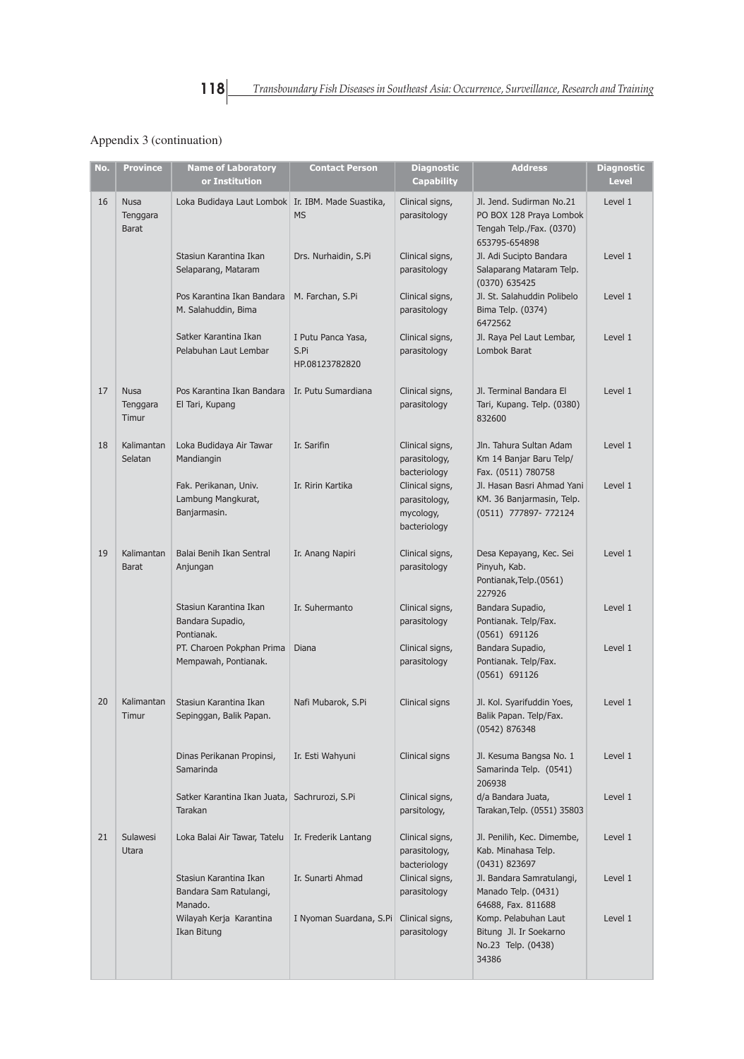Appendix 3 (continuation)

| No. | Province | Name of Laboratory or Institution | Contact Person | Diagnostic Capability | Address | Diagnostic Level |
|---|---|---|---|---|---|---|
| 16 | Nusa Tenggara Barat | Loka Budidaya Laut Lombok | Ir. IBM. Made Suastika, MS | Clinical signs, parasitology | Jl. Jend. Sudirman No.21 PO BOX 128 Praya Lombok Tengah Telp./Fax. (0370) 653795-654898 | Level 1 |
| | | Stasiun Karantina Ikan Selaparang, Mataram | Drs. Nurhaidin, S.Pi | Clinical signs, parasitology | Jl. Adi Sucipto Bandara Salaparang Mataram Telp. (0370) 635425 | Level 1 |
| | | Pos Karantina Ikan Bandara M. Salahuddin, Bima | M. Farchan, S.Pi | Clinical signs, parasitology | Jl. St. Salahuddin Polibelo Bima Telp. (0374) 6472562 | Level 1 |
| | | Satker Karantina Ikan Pelabuhan Laut Lembar | I Putu Panca Yasa, S.Pi HP.08123782820 | Clinical signs, parasitology | Jl. Raya Pel Laut Lembar, Lombok Barat | Level 1 |
| 17 | Nusa Tenggara Timur | Pos Karantina Ikan Bandara El Tari, Kupang | Ir. Putu Sumardiana | Clinical signs, parasitology | Jl. Terminal Bandara El Tari, Kupang. Telp. (0380) 832600 | Level 1 |
| 18 | Kalimantan Selatan | Loka Budidaya Air Tawar Mandiangin | Ir. Sarifin | Clinical signs, parasitology, bacteriology | Jln. Tahura Sultan Adam Km 14 Banjar Baru Telp/ Fax. (0511) 780758 | Level 1 |
| | | Fak. Perikanan, Univ. Lambung Mangkurat, Banjarmasin. | Ir. Ririn Kartika | Clinical signs, parasitology, mycology, bacteriology | Jl. Hasan Basri Ahmad Yani KM. 36 Banjarmasin, Telp. (0511) 777897- 772124 | Level 1 |
| 19 | Kalimantan Barat | Balai Benih Ikan Sentral Anjungan | Ir. Anang Napiri | Clinical signs, parasitology | Desa Kepayang, Kec. Sei Pinyuh, Kab. Pontianak,Telp.(0561) 227926 | Level 1 |
| | | Stasiun Karantina Ikan Bandara Supadio, Pontianak. | Ir. Suhermanto | Clinical signs, parasitology | Bandara Supadio, Pontianak. Telp/Fax. (0561) 691126 | Level 1 |
| | | PT. Charoen Pokphan Prima Mempawah, Pontianak. | Diana | Clinical signs, parasitology | Bandara Supadio, Pontianak. Telp/Fax. (0561) 691126 | Level 1 |
| 20 | Kalimantan Timur | Stasiun Karantina Ikan Sepinggan, Balik Papan. | Nafi Mubarok, S.Pi | Clinical signs | Jl. Kol. Syarifuddin Yoes, Balik Papan. Telp/Fax. (0542) 876348 | Level 1 |
| | | Dinas Perikanan Propinsi, Samarinda | Ir. Esti Wahyuni | Clinical signs | Jl. Kesuma Bangsa No. 1 Samarinda Telp. (0541) 206938 | Level 1 |
| | | Satker Karantina Ikan Juata, Tarakan | Sachrurozi, S.Pi | Clinical signs, parsitology, | d/a Bandara Juata, Tarakan,Telp. (0551) 35803 | Level 1 |
| 21 | Sulawesi Utara | Loka Balai Air Tawar, Tatelu | Ir. Frederik Lantang | Clinical signs, parasitology, bacteriology | Jl. Penilih, Kec. Dimembe, Kab. Minahasa Telp. (0431) 823697 | Level 1 |
| | | Stasiun Karantina Ikan Bandara Sam Ratulangi, Manado. | Ir. Sunarti Ahmad | Clinical signs, parasitology | Jl. Bandara Samratulangi, Manado Telp. (0431) 64688, Fax. 811688 | Level 1 |
| | | Wilayah Kerja Karantina Ikan Bitung | I Nyoman Suardana, S.Pi | Clinical signs, parasitology | Komp. Pelabuhan Laut Bitung Jl. Ir Soekarno No.23 Telp. (0438) 34386 | Level 1 |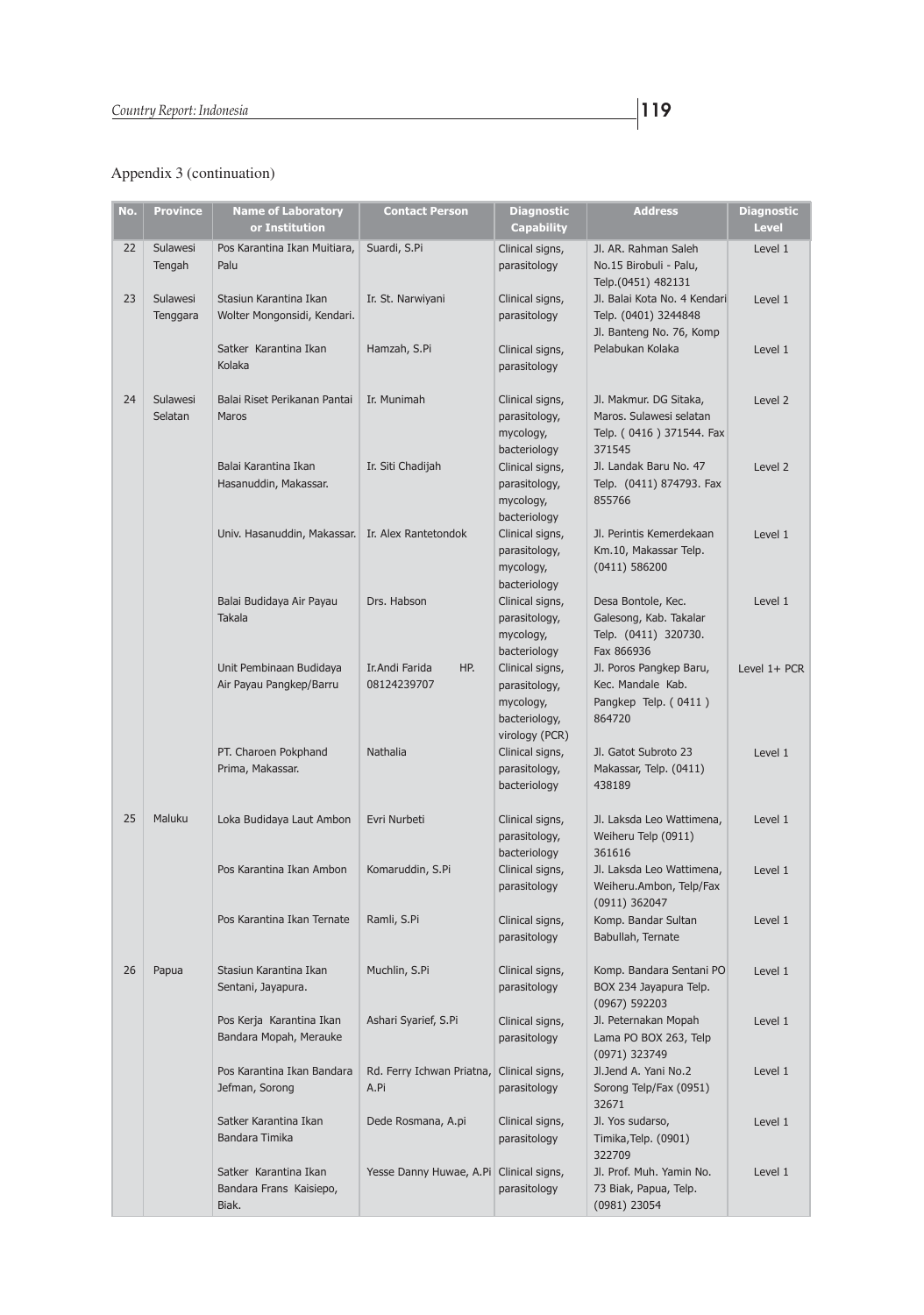Appendix 3 (continuation)

| No. | Province | Name of Laboratory or Institution | Contact Person | Diagnostic Capability | Address | Diagnostic Level |
|---|---|---|---|---|---|---|
| 22 | Sulawesi Tengah | Pos Karantina Ikan Muitiara, Palu | Suardi, S.Pi | Clinical signs, parasitology | Jl. AR. Rahman Saleh No.15 Birobuli - Palu, Telp.(0451) 482131 | Level 1 |
| 23 | Sulawesi Tenggara | Stasiun Karantina Ikan Wolter Mongonsidi, Kendari. | Ir. St. Narwiyani | Clinical signs, parasitology | Jl. Balai Kota No. 4 Kendari Telp. (0401) 3244848 | Level 1 |
| | | Satker Karantina Ikan Kolaka | Hamzah, S.Pi | Clinical signs, parasitology | Jl. Banteng No. 76, Komp Pelabukan Kolaka | Level 1 |
| 24 | Sulawesi Selatan | Balai Riset Perikanan Pantai Maros | Ir. Munimah | Clinical signs, parasitology, mycology, bacteriology | Jl. Makmur. DG Sitaka, Maros. Sulawesi selatan Telp. ( 0416 ) 371544. Fax 371545 | Level 2 |
| | | Balai Karantina Ikan Hasanuddin, Makassar. | Ir. Siti Chadijah | Clinical signs, parasitology, mycology, bacteriology | Jl. Landak Baru No. 47 Telp. (0411) 874793. Fax 855766 | Level 2 |
| | | Univ. Hasanuddin, Makassar. | Ir. Alex Rantetondok | Clinical signs, parasitology, mycology, bacteriology | Jl. Perintis Kemerdekaan Km.10, Makassar Telp. (0411) 586200 | Level 1 |
| | | Balai Budidaya Air Payau Takala | Drs. Habson | Clinical signs, parasitology, mycology, bacteriology | Desa Bontole, Kec. Galesong, Kab. Takalar Telp. (0411) 320730. Fax 866936 | Level 1 |
| | | Unit Pembinaan Budidaya Air Payau Pangkep/Barru | Ir.Andi Farida HP. 08124239707 | Clinical signs, parasitology, mycology, bacteriology, virology (PCR) | Jl. Poros Pangkep Baru, Kec. Mandale Kab. Pangkep Telp. ( 0411 ) 864720 | Level 1+ PCR |
| | | PT. Charoen Pokphand Prima, Makassar. | Nathalia | Clinical signs, parasitology, bacteriology | Jl. Gatot Subroto 23 Makassar, Telp. (0411) 438189 | Level 1 |
| 25 | Maluku | Loka Budidaya Laut Ambon | Evri Nurbeti | Clinical signs, parasitology, bacteriology | Jl. Laksda Leo Wattimena, Weiheru Telp (0911) 361616 | Level 1 |
| | | Pos Karantina Ikan Ambon | Komaruddin, S.Pi | Clinical signs, parasitology | Jl. Laksda Leo Wattimena, Weiheru.Ambon, Telp/Fax (0911) 362047 | Level 1 |
| | | Pos Karantina Ikan Ternate | Ramli, S.Pi | Clinical signs, parasitology | Komp. Bandar Sultan Babullah, Ternate | Level 1 |
| 26 | Papua | Stasiun Karantina Ikan Sentani, Jayapura. | Muchlin, S.Pi | Clinical signs, parasitology | Komp. Bandara Sentani PO BOX 234 Jayapura Telp. (0967) 592203 | Level 1 |
| | | Pos Kerja Karantina Ikan Bandara Mopah, Merauke | Ashari Syarief, S.Pi | Clinical signs, parasitology | Jl. Peternakan Mopah Lama PO BOX 263, Telp (0971) 323749 | Level 1 |
| | | Pos Karantina Ikan Bandara Jefman, Sorong | Rd. Ferry Ichwan Priatna, A.Pi | Clinical signs, parasitology | Jl.Jend A. Yani No.2 Sorong Telp/Fax (0951) 32671 | Level 1 |
| | | Satker Karantina Ikan Bandara Timika | Dede Rosmana, A.pi | Clinical signs, parasitology | Jl. Yos sudarso, Timika,Telp. (0901) 322709 | Level 1 |
| | | Satker Karantina Ikan Bandara Frans Kaisiepo, Biak. | Yesse Danny Huwae, A.Pi | Clinical signs, parasitology | Jl. Prof. Muh. Yamin No. 73 Biak, Papua, Telp. (0981) 23054 | Level 1 |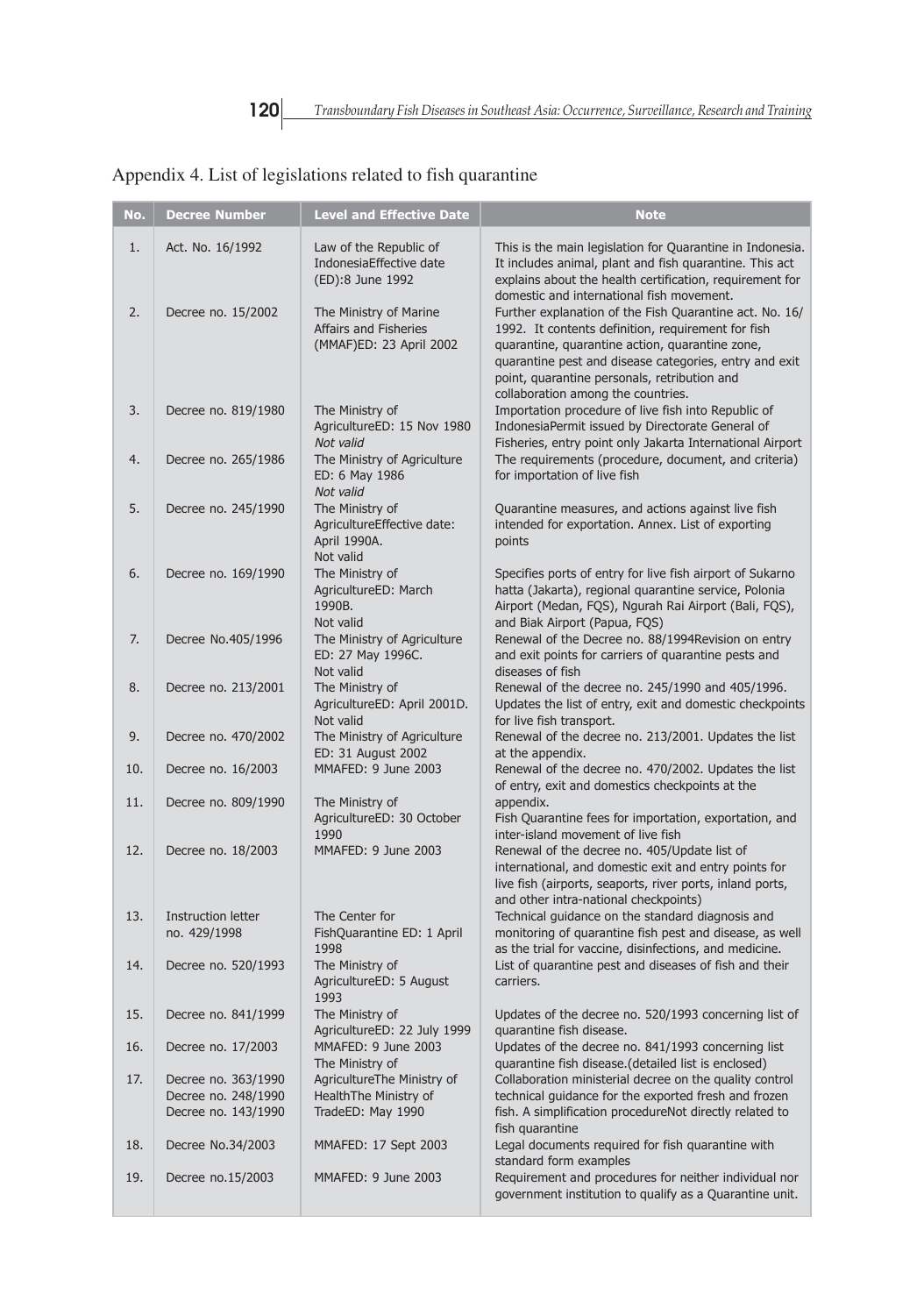## Appendix 4. List of legislations related to fish quarantine

| No. | Decree Number | Level and Effective Date | Note |
|---|---|---|---|
| 1. | Act. No. 16/1992 | Law of the Republic of IndonesiaEffective date (ED):8 June 1992 | This is the main legislation for Quarantine in Indonesia. It includes animal, plant and fish quarantine. This act explains about the health certification, requirement for domestic and international fish movement. |
| 2. | Decree no. 15/2002 | The Ministry of Marine Affairs and Fisheries (MMAF)ED: 23 April 2002 | Further explanation of the Fish Quarantine act. No. 16/ 1992. It contents definition, requirement for fish quarantine, quarantine action, quarantine zone, quarantine pest and disease categories, entry and exit point, quarantine personals, retribution and collaboration among the countries. |
| 3. | Decree no. 819/1980 | The Ministry of AgricultureED: 15 Nov 1980 *Not valid* | Importation procedure of live fish into Republic of IndonesiaPermit issued by Directorate General of Fisheries, entry point only Jakarta International Airport |
| 4. | Decree no. 265/1986 | The Ministry of Agriculture ED: 6 May 1986 *Not valid* | The requirements (procedure, document, and criteria) for importation of live fish |
| 5. | Decree no. 245/1990 | The Ministry of AgricultureEffective date: April 1990A. Not valid | Quarantine measures, and actions against live fish intended for exportation. Annex. List of exporting points |
| 6. | Decree no. 169/1990 | The Ministry of AgricultureED: March 1990B. Not valid | Specifies ports of entry for live fish airport of Sukarno hatta (Jakarta), regional quarantine service, Polonia Airport (Medan, FQS), Ngurah Rai Airport (Bali, FQS), and Biak Airport (Papua, FQS) |
| 7. | Decree No.405/1996 | The Ministry of Agriculture ED: 27 May 1996C. Not valid | Renewal of the Decree no. 88/1994Revision on entry and exit points for carriers of quarantine pests and diseases of fish |
| 8. | Decree no. 213/2001 | The Ministry of AgricultureED: April 2001D. Not valid | Renewal of the decree no. 245/1990 and 405/1996. Updates the list of entry, exit and domestic checkpoints for live fish transport. |
| 9. | Decree no. 470/2002 | The Ministry of Agriculture ED: 31 August 2002 | Renewal of the decree no. 213/2001. Updates the list at the appendix. |
| 10. | Decree no. 16/2003 | MMAFED: 9 June 2003 | Renewal of the decree no. 470/2002. Updates the list of entry, exit and domestics checkpoints at the appendix. |
| 11. | Decree no. 809/1990 | The Ministry of AgricultureED: 30 October 1990 | Fish Quarantine fees for importation, exportation, and inter-island movement of live fish |
| 12. | Decree no. 18/2003 | MMAFED: 9 June 2003 | Renewal of the decree no. 405/Update list of international, and domestic exit and entry points for live fish (airports, seaports, river ports, inland ports, and other intra-national checkpoints) |
| 13. | Instruction letter no. 429/1998 | The Center for FishQuarantine ED: 1 April 1998 | Technical guidance on the standard diagnosis and monitoring of quarantine fish pest and disease, as well as the trial for vaccine, disinfections, and medicine. |
| 14. | Decree no. 520/1993 | The Ministry of AgricultureED: 5 August 1993 | List of quarantine pest and diseases of fish and their carriers. |
| 15. | Decree no. 841/1999 | The Ministry of AgricultureED: 22 July 1999 | Updates of the decree no. 520/1993 concerning list of quarantine fish disease. |
| 16. | Decree no. 17/2003 | MMAFED: 9 June 2003 | Updates of the decree no. 841/1993 concerning list quarantine fish disease.(detailed list is enclosed) |
| 17. | Decree no. 363/1990 Decree no. 248/1990 Decree no. 143/1990 | The Ministry of AgricultureThe Ministry of HealthThe Ministry of TradeED: May 1990 | Collaboration ministerial decree on the quality control technical guidance for the exported fresh and frozen fish. A simplification procedureNot directly related to fish quarantine |
| 18. | Decree No.34/2003 | MMAFED: 17 Sept 2003 | Legal documents required for fish quarantine with standard form examples |
| 19. | Decree no.15/2003 | MMAFED: 9 June 2003 | Requirement and procedures for neither individual nor government institution to qualify as a Quarantine unit. |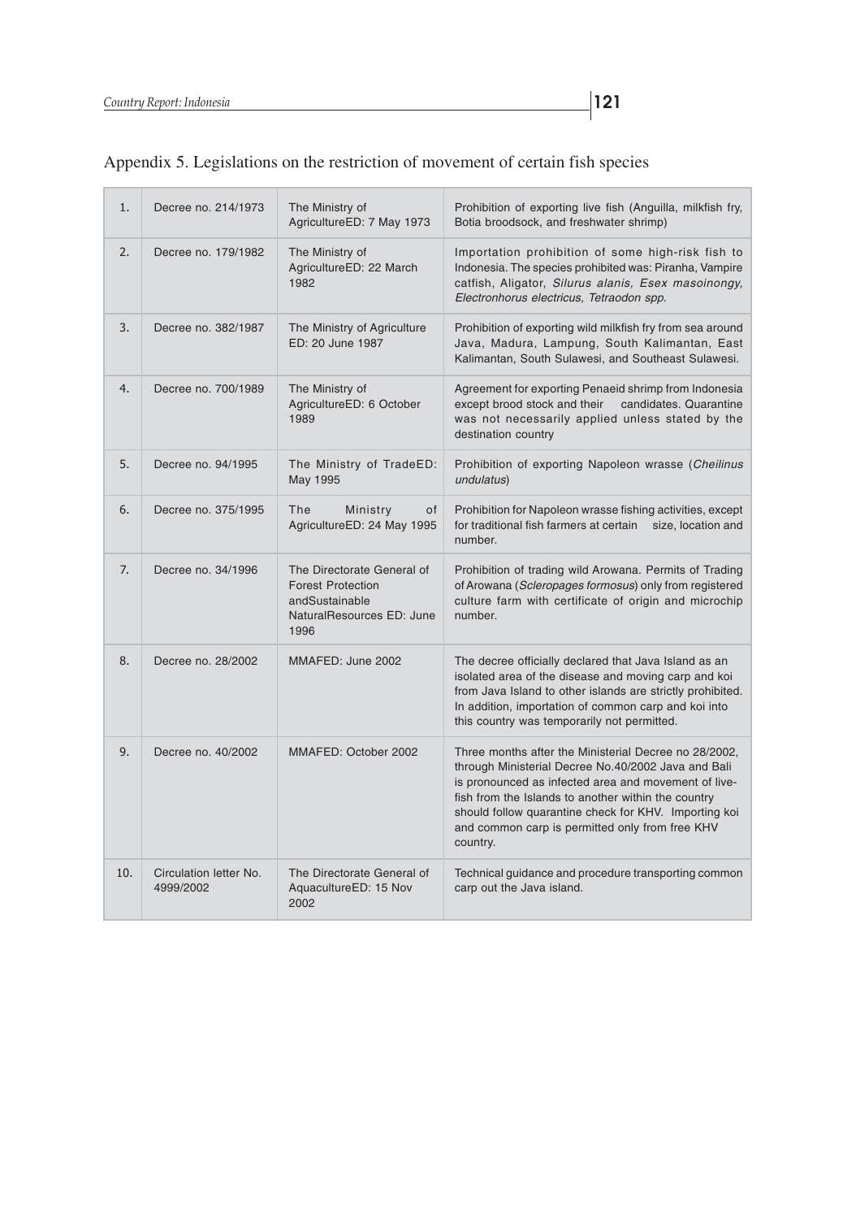## Appendix 5. Legislations on the restriction of movement of certain fish species

| | | | |
|---|---|---|---|
| 1. | Decree no. 214/1973 | The Ministry of AgricultureED: 7 May 1973 | Prohibition of exporting live fish (Anguilla, milkfish fry, Botia broodsock, and freshwater shrimp) |
| 2. | Decree no. 179/1982 | The Ministry of AgricultureED: 22 March 1982 | Importation prohibition of some high-risk fish to Indonesia. The species prohibited was: Piranha, Vampire catfish, Aligator, *Silurus alanis, Esex masoinongy, Electronhorus electricus, Tetraodon spp.* |
| 3. | Decree no. 382/1987 | The Ministry of Agriculture ED: 20 June 1987 | Prohibition of exporting wild milkfish fry from sea around Java, Madura, Lampung, South Kalimantan, East Kalimantan, South Sulawesi, and Southeast Sulawesi. |
| 4. | Decree no. 700/1989 | The Ministry of AgricultureED: 6 October 1989 | Agreement for exporting Penaeid shrimp from Indonesia except brood stock and their candidates. Quarantine was not necessarily applied unless stated by the destination country |
| 5. | Decree no. 94/1995 | The Ministry of TradeED: May 1995 | Prohibition of exporting Napoleon wrasse (*Cheilinus undulatus*) |
| 6. | Decree no. 375/1995 | The Ministry of AgricultureED: 24 May 1995 | Prohibition for Napoleon wrasse fishing activities, except for traditional fish farmers at certain size, location and number. |
| 7. | Decree no. 34/1996 | The Directorate General of Forest Protection andSustainable NaturalResources ED: June 1996 | Prohibition of trading wild Arowana. Permits of Trading of Arowana (*Scleropages formosus*) only from registered culture farm with certificate of origin and microchip number. |
| 8. | Decree no. 28/2002 | MMAFED: June 2002 | The decree officially declared that Java Island as an isolated area of the disease and moving carp and koi from Java Island to other islands are strictly prohibited. In addition, importation of common carp and koi into this country was temporarily not permitted. |
| 9. | Decree no. 40/2002 | MMAFED: October 2002 | Three months after the Ministerial Decree no 28/2002, through Ministerial Decree No.40/2002 Java and Bali is pronounced as infected area and movement of live-fish from the Islands to another within the country should follow quarantine check for KHV. Importing koi and common carp is permitted only from free KHV country. |
| 10. | Circulation letter No. 4999/2002 | The Directorate General of AquacultureED: 15 Nov 2002 | Technical guidance and procedure transporting common carp out the Java island. |